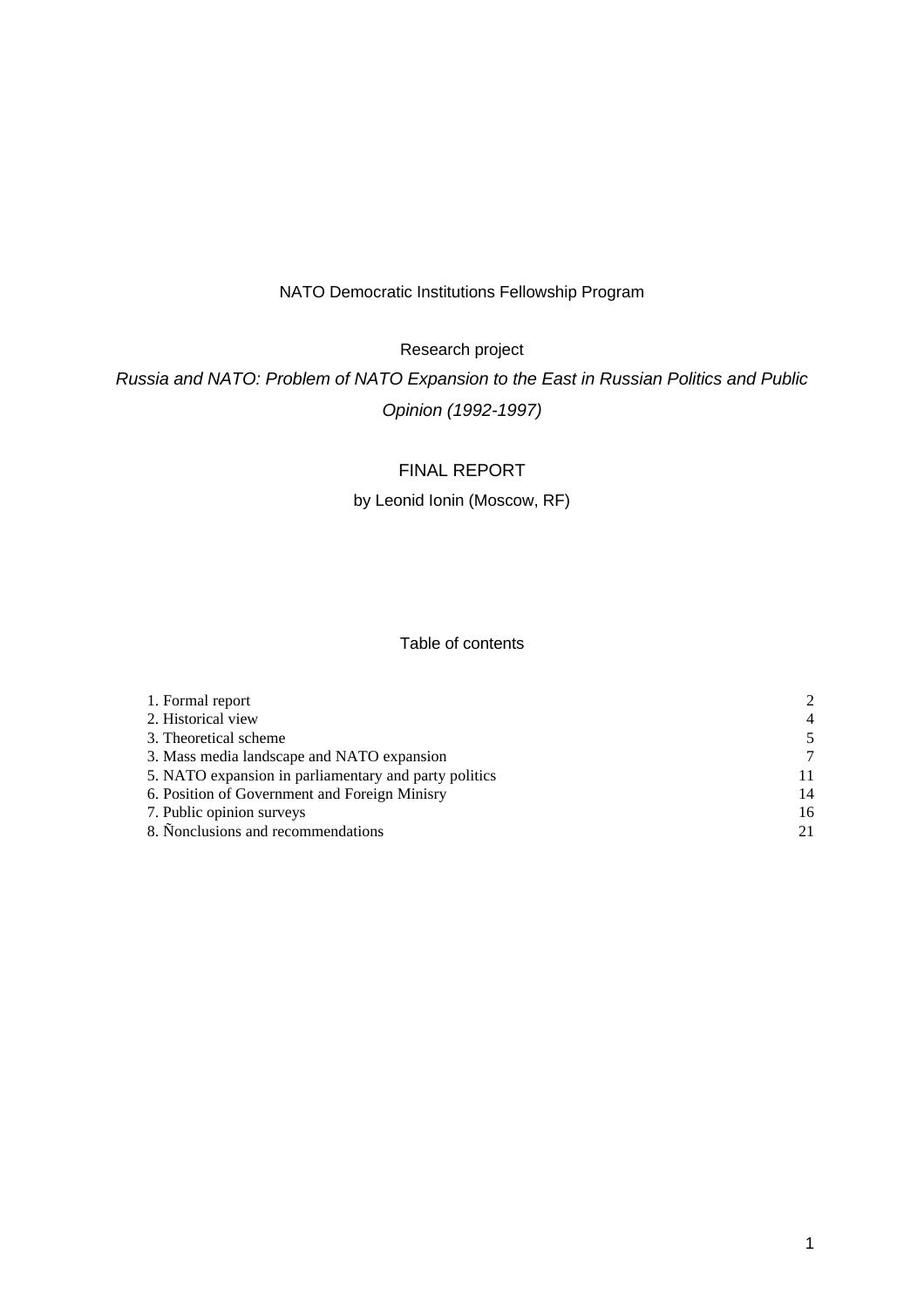NATO Democratic Institutions Fellowship Program

Research project

*Russia and NATO: Problem of NATO Expansion to the East in Russian Politics and Public Opinion (1992-1997)*

# FINAL REPORT

by Leonid Ionin (Moscow, RF)

## Table of contents

| | |
|---|---|
| 1. Formal report | 2 |
| 2. Historical view | 4 |
| 3. Theoretical scheme | 5 |
| 3. Mass media landscape and NATO expansion | 7 |
| 5. NATO expansion in parliamentary and party politics | 11 |
| 6. Position of Government and Foreign Minisry | 14 |
| 7. Public opinion surveys | 16 |
| 8. Ñonclusions and recommendations | 21 |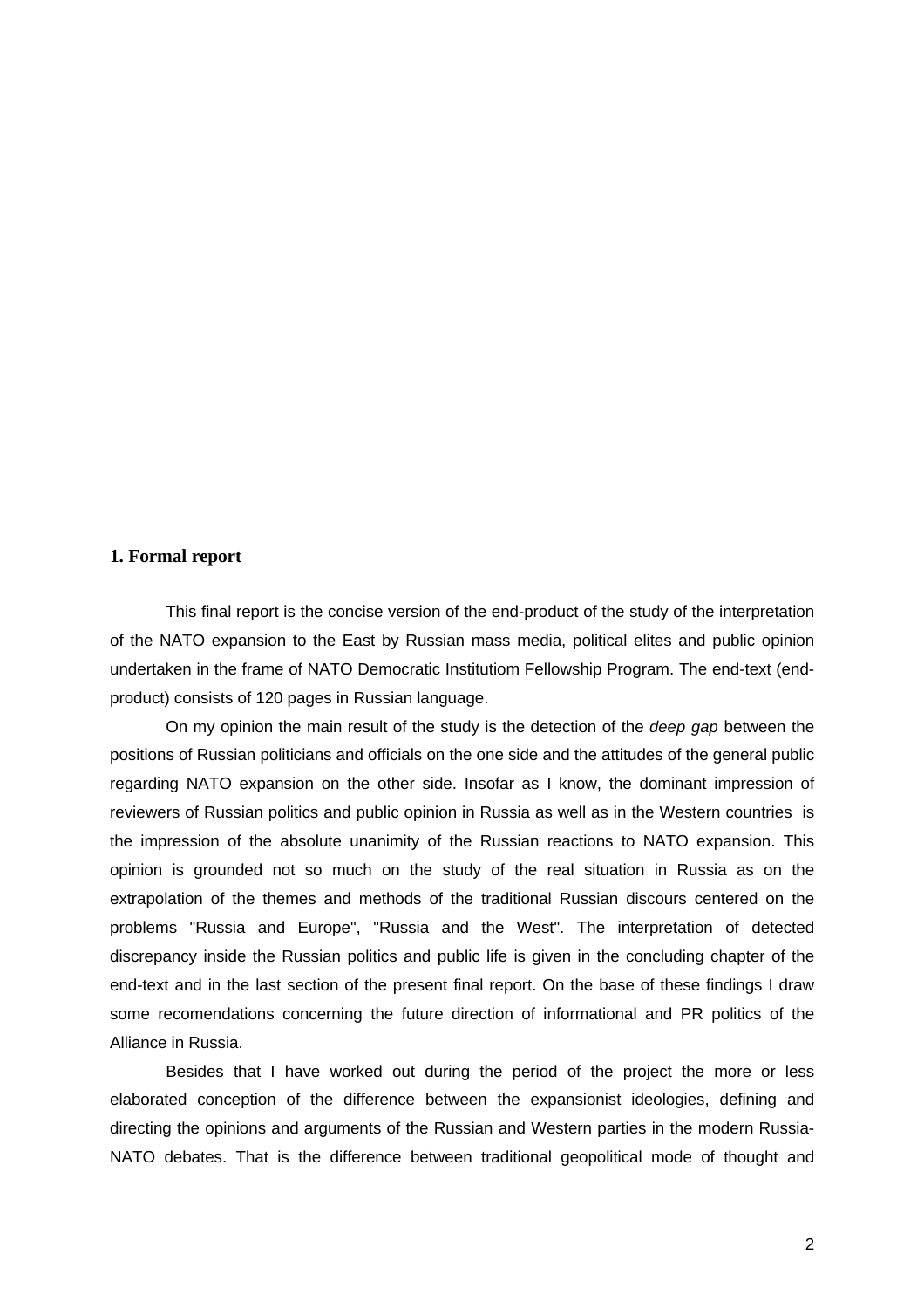## 1. Formal report

This final report is the concise version of the end-product of the study of the interpretation of the NATO expansion to the East by Russian mass media, political elites and public opinion undertaken in the frame of NATO Democratic Institutiom Fellowship Program. The end-text (end-product) consists of 120 pages in Russian language.

On my opinion the main result of the study is the detection of the *deep gap* between the positions of Russian politicians and officials on the one side and the attitudes of the general public regarding NATO expansion on the other side. Insofar as I know, the dominant impression of reviewers of Russian politics and public opinion in Russia as well as in the Western countries is the impression of the absolute unanimity of the Russian reactions to NATO expansion. This opinion is grounded not so much on the study of the real situation in Russia as on the extrapolation of the themes and methods of the traditional Russian discours centered on the problems "Russia and Europe", "Russia and the West". The interpretation of detected discrepancy inside the Russian politics and public life is given in the concluding chapter of the end-text and in the last section of the present final report. On the base of these findings I draw some recomendations concerning the future direction of informational and PR politics of the Alliance in Russia.

Besides that I have worked out during the period of the project the more or less elaborated conception of the difference between the expansionist ideologies, defining and directing the opinions and arguments of the Russian and Western parties in the modern Russia-NATO debates. That is the difference between traditional geopolitical mode of thought and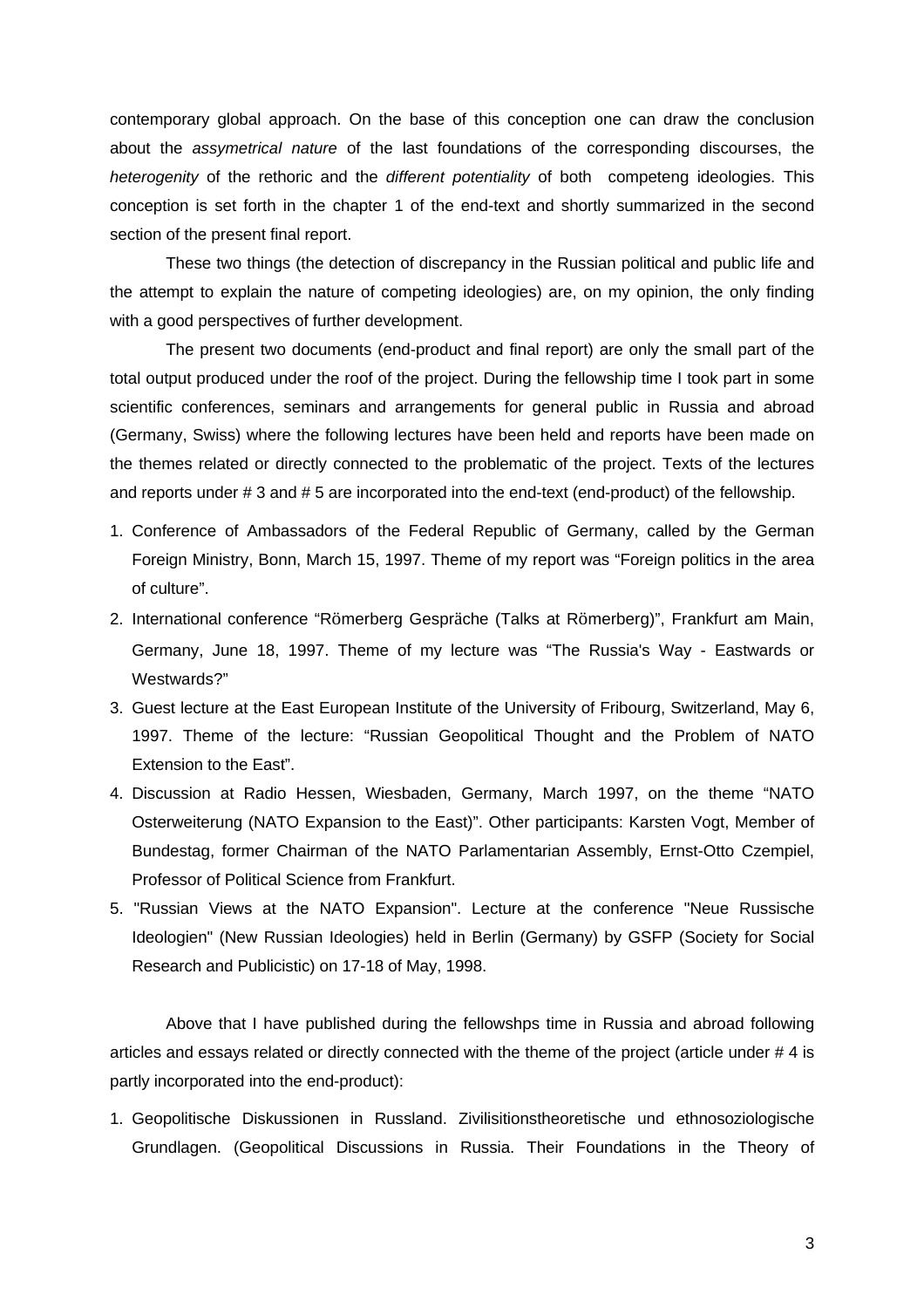contemporary global approach. On the base of this conception one can draw the conclusion about the *assymetrical nature* of the last foundations of the corresponding discourses, the *heterogenity* of the rethoric and the *different potentiality* of both competeng ideologies. This conception is set forth in the chapter 1 of the end-text and shortly summarized in the second section of the present final report.

These two things (the detection of discrepancy in the Russian political and public life and the attempt to explain the nature of competing ideologies) are, on my opinion, the only finding with a good perspectives of further development.

The present two documents (end-product and final report) are only the small part of the total output produced under the roof of the project. During the fellowship time I took part in some scientific conferences, seminars and arrangements for general public in Russia and abroad (Germany, Swiss) where the following lectures have been held and reports have been made on the themes related or directly connected to the problematic of the project. Texts of the lectures and reports under # 3 and # 5 are incorporated into the end-text (end-product) of the fellowship.

1. Conference of Ambassadors of the Federal Republic of Germany, called by the German Foreign Ministry, Bonn, March 15, 1997. Theme of my report was “Foreign politics in the area of culture”.
2. International conference “Römerberg Gespräche (Talks at Römerberg)”, Frankfurt am Main, Germany, June 18, 1997. Theme of my lecture was “The Russia's Way - Eastwards or Westwards?”
3. Guest lecture at the East European Institute of the University of Fribourg, Switzerland, May 6, 1997. Theme of the lecture: “Russian Geopolitical Thought and the Problem of NATO Extension to the East”.
4. Discussion at Radio Hessen, Wiesbaden, Germany, March 1997, on the theme “NATO Osterweiterung (NATO Expansion to the East)”. Other participants: Karsten Vogt, Member of Bundestag, former Chairman of the NATO Parlamentarian Assembly, Ernst-Otto Czempiel, Professor of Political Science from Frankfurt.
5. "Russian Views at the NATO Expansion". Lecture at the conference "Neue Russische Ideologien" (New Russian Ideologies) held in Berlin (Germany) by GSFP (Society for Social Research and Publicistic) on 17-18 of May, 1998.

Above that I have published during the fellowshps time in Russia and abroad following articles and essays related or directly connected with the theme of the project (article under # 4 is partly incorporated into the end-product):

1. Geopolitische Diskussionen in Russland. Zivilisitionstheoretische und ethnosoziologische Grundlagen. (Geopolitical Discussions in Russia. Their Foundations in the Theory of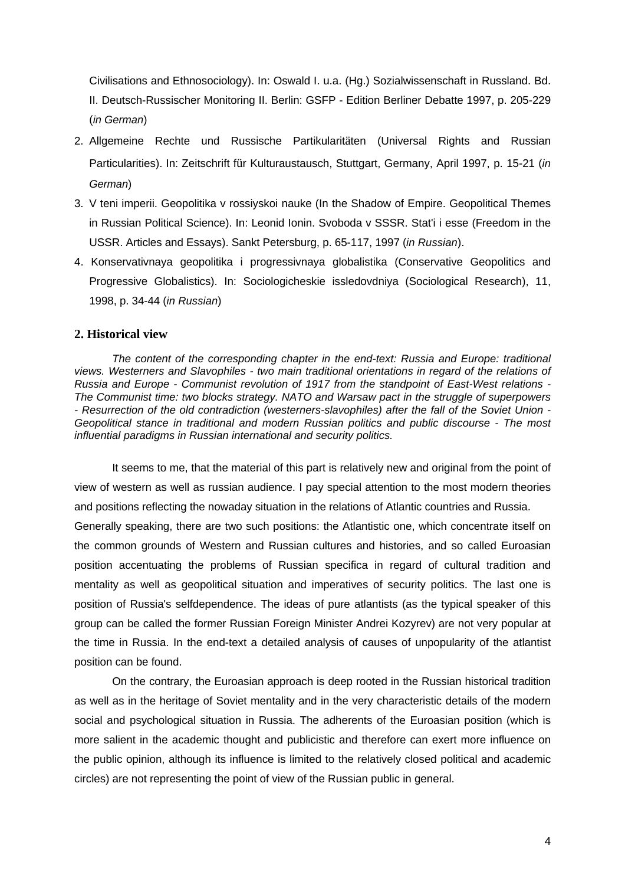Civilisations and Ethnosociology). In: Oswald I. u.a. (Hg.) Sozialwissenschaft in Russland. Bd. II. Deutsch-Russischer Monitoring II. Berlin: GSFP - Edition Berliner Debatte 1997, p. 205-229 (*in German*)

2. Allgemeine Rechte und Russische Partikularitäten (Universal Rights and Russian Particularities). In: Zeitschrift für Kulturaustausch, Stuttgart, Germany, April 1997, p. 15-21 (*in German*)
3. V teni imperii. Geopolitika v rossiyskoi nauke (In the Shadow of Empire. Geopolitical Themes in Russian Political Science). In: Leonid Ionin. Svoboda v SSSR. Stat'i i esse (Freedom in the USSR. Articles and Essays). Sankt Petersburg, p. 65-117, 1997 (*in Russian*).
4. Konservativnaya geopolitika i progressivnaya globalistika (Conservative Geopolitics and Progressive Globalistics). In: Sociologicheskie issledovdniya (Sociological Research), 11, 1998, p. 34-44 (*in Russian*)

## 2. Historical view

*The content of the corresponding chapter in the end-text: Russia and Europe: traditional views. Westerners and Slavophiles - two main traditional orientations in regard of the relations of Russia and Europe - Communist revolution of 1917 from the standpoint of East-West relations - The Communist time: two blocks strategy. NATO and Warsaw pact in the struggle of superpowers - Resurrection of the old contradiction (westerners-slavophiles) after the fall of the Soviet Union - Geopolitical stance in traditional and modern Russian politics and public discourse - The most influential paradigms in Russian international and security politics.*

It seems to me, that the material of this part is relatively new and original from the point of view of western as well as russian audience. I pay special attention to the most modern theories and positions reflecting the nowaday situation in the relations of Atlantic countries and Russia. Generally speaking, there are two such positions: the Atlantistic one, which concentrate itself on the common grounds of Western and Russian cultures and histories, and so called Euroasian position accentuating the problems of Russian specifica in regard of cultural tradition and mentality as well as geopolitical situation and imperatives of security politics. The last one is position of Russia's selfdependence. The ideas of pure atlantists (as the typical speaker of this group can be called the former Russian Foreign Minister Andrei Kozyrev) are not very popular at the time in Russia. In the end-text a detailed analysis of causes of unpopularity of the atlantist position can be found.

On the contrary, the Euroasian approach is deep rooted in the Russian historical tradition as well as in the heritage of Soviet mentality and in the very characteristic details of the modern social and psychological situation in Russia. The adherents of the Euroasian position (which is more salient in the academic thought and publicistic and therefore can exert more influence on the public opinion, although its influence is limited to the relatively closed political and academic circles) are not representing the point of view of the Russian public in general.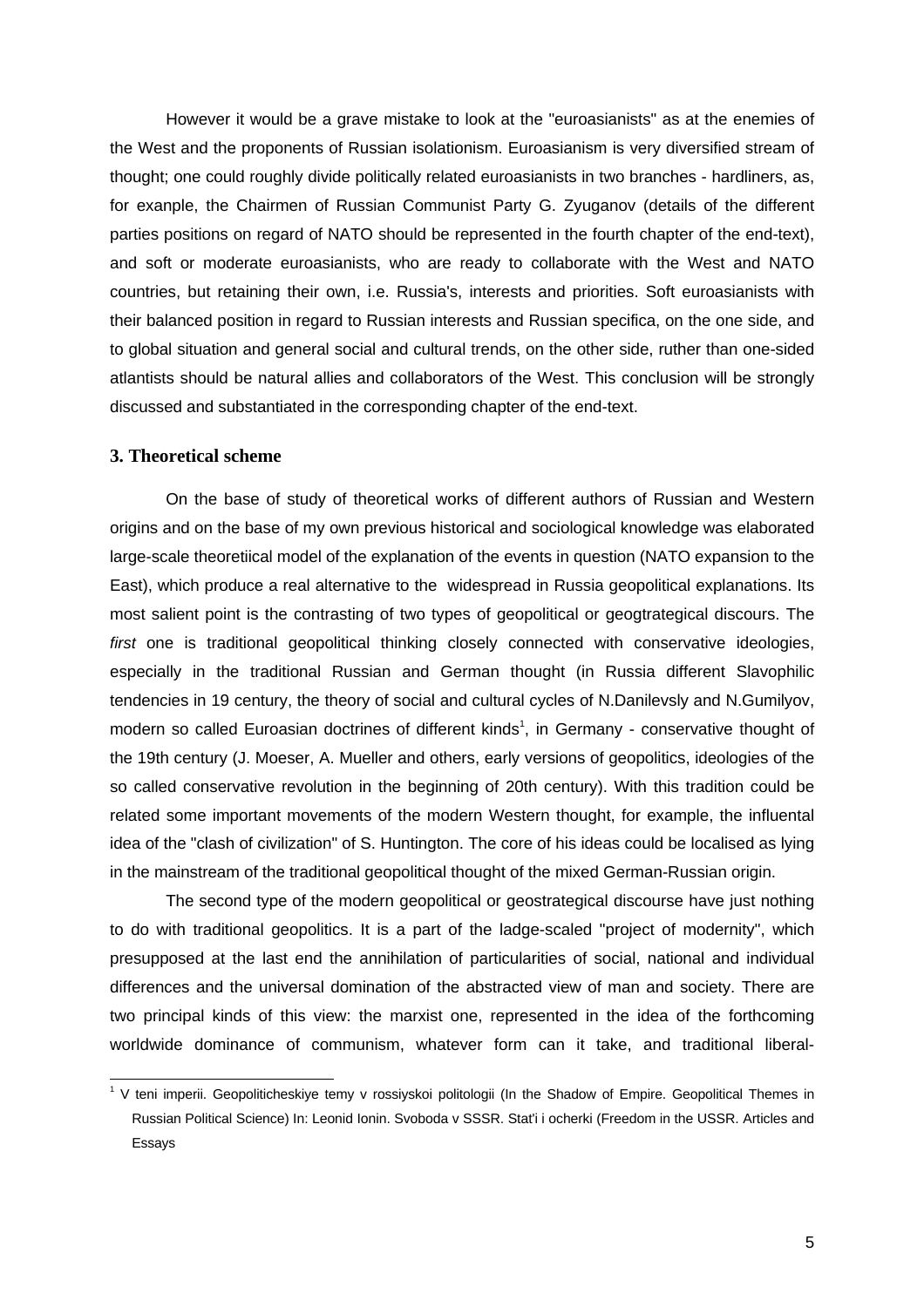However it would be a grave mistake to look at the "euroasianists" as at the enemies of the West and the proponents of Russian isolationism. Euroasianism is very diversified stream of thought; one could roughly divide politically related euroasianists in two branches - hardliners, as, for exanple, the Chairmen of Russian Communist Party G. Zyuganov (details of the different parties positions on regard of NATO should be represented in the fourth chapter of the end-text), and soft or moderate euroasianists, who are ready to collaborate with the West and NATO countries, but retaining their own, i.e. Russia's, interests and priorities. Soft euroasianists with their balanced position in regard to Russian interests and Russian specifica, on the one side, and to global situation and general social and cultural trends, on the other side, ruther than one-sided atlantists should be natural allies and collaborators of the West. This conclusion will be strongly discussed and substantiated in the corresponding chapter of the end-text.

### 3. Theoretical scheme

On the base of study of theoretical works of different authors of Russian and Western origins and on the base of my own previous historical and sociological knowledge was elaborated large-scale theoretiical model of the explanation of the events in question (NATO expansion to the East), which produce a real alternative to the widespread in Russia geopolitical explanations. Its most salient point is the contrasting of two types of geopolitical or geogtrategical discours. The *first* one is traditional geopolitical thinking closely connected with conservative ideologies, especially in the traditional Russian and German thought (in Russia different Slavophilic tendencies in 19 century, the theory of social and cultural cycles of N.Danilevsly and N.Gumilyov, modern so called Euroasian doctrines of different kinds[1], in Germany - conservative thought of the 19th century (J. Moeser, A. Mueller and others, early versions of geopolitics, ideologies of the so called conservative revolution in the beginning of 20th century). With this tradition could be related some important movements of the modern Western thought, for example, the influental idea of the "clash of civilization" of S. Huntington. The core of his ideas could be localised as lying in the mainstream of the traditional geopolitical thought of the mixed German-Russian origin.

The second type of the modern geopolitical or geostrategical discourse have just nothing to do with traditional geopolitics. It is a part of the ladge-scaled "project of modernity", which presupposed at the last end the annihilation of particularities of social, national and individual differences and the universal domination of the abstracted view of man and society. There are two principal kinds of this view: the marxist one, represented in the idea of the forthcoming worldwide dominance of communism, whatever form can it take, and traditional liberal-

---

[1] V teni imperii. Geopoliticheskiye temy v rossiyskoi politologii (In the Shadow of Empire. Geopolitical Themes in Russian Political Science) In: Leonid Ionin. Svoboda v SSSR. Stat'i i ocherki (Freedom in the USSR. Articles and Essays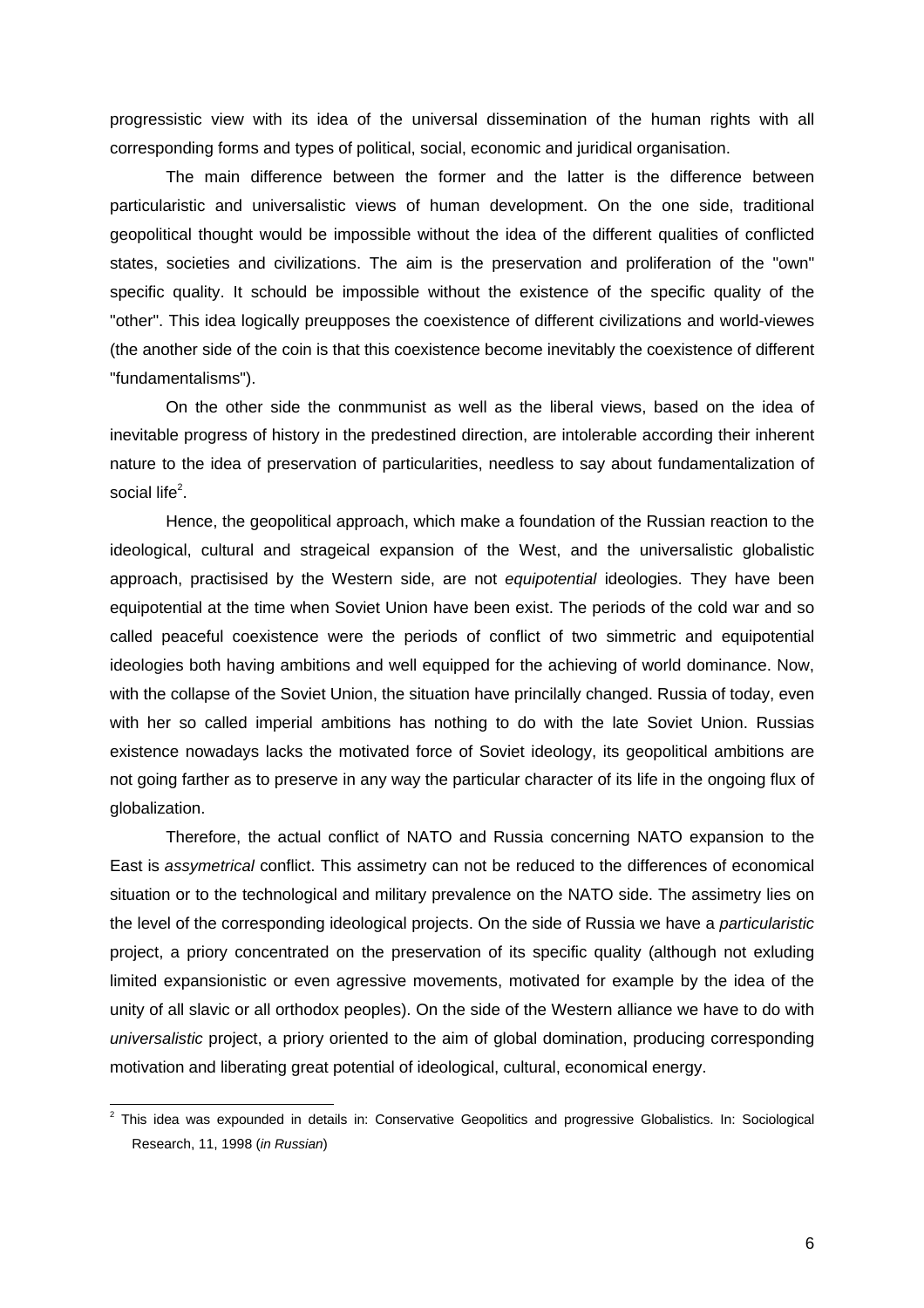progressistic view with its idea of the universal dissemination of the human rights with all corresponding forms and types of political, social, economic and juridical organisation.

The main difference between the former and the latter is the difference between particularistic and universalistic views of human development. On the one side, traditional geopolitical thought would be impossible without the idea of the different qualities of conflicted states, societies and civilizations. The aim is the preservation and proliferation of the "own" specific quality. It schould be impossible without the existence of the specific quality of the "other". This idea logically preupposes the coexistence of different civilizations and world-viewes (the another side of the coin is that this coexistence become inevitably the coexistence of different "fundamentalisms").

On the other side the conmmunist as well as the liberal views, based on the idea of inevitable progress of history in the predestined direction, are intolerable according their inherent nature to the idea of preservation of particularities, needless to say about fundamentalization of social life[2].

Hence, the geopolitical approach, which make a foundation of the Russian reaction to the ideological, cultural and strageical expansion of the West, and the universalistic globalistic approach, practisised by the Western side, are not *equipotential* ideologies. They have been equipotential at the time when Soviet Union have been exist. The periods of the cold war and so called peaceful coexistence were the periods of conflict of two simmetric and equipotential ideologies both having ambitions and well equipped for the achieving of world dominance. Now, with the collapse of the Soviet Union, the situation have princilally changed. Russia of today, even with her so called imperial ambitions has nothing to do with the late Soviet Union. Russias existence nowadays lacks the motivated force of Soviet ideology, its geopolitical ambitions are not going farther as to preserve in any way the particular character of its life in the ongoing flux of globalization.

Therefore, the actual conflict of NATO and Russia concerning NATO expansion to the East is *assymetrical* conflict. This assimetry can not be reduced to the differences of economical situation or to the technological and military prevalence on the NATO side. The assimetry lies on the level of the corresponding ideological projects. On the side of Russia we have a *particularistic* project, a priory concentrated on the preservation of its specific quality (although not exluding limited expansionistic or even agressive movements, motivated for example by the idea of the unity of all slavic or all orthodox peoples). On the side of the Western alliance we have to do with *universalistic* project, a priory oriented to the aim of global domination, producing corresponding motivation and liberating great potential of ideological, cultural, economical energy.

---

[2] This idea was expounded in details in: Conservative Geopolitics and progressive Globalistics. In: Sociological Research, 11, 1998 (*in Russian*)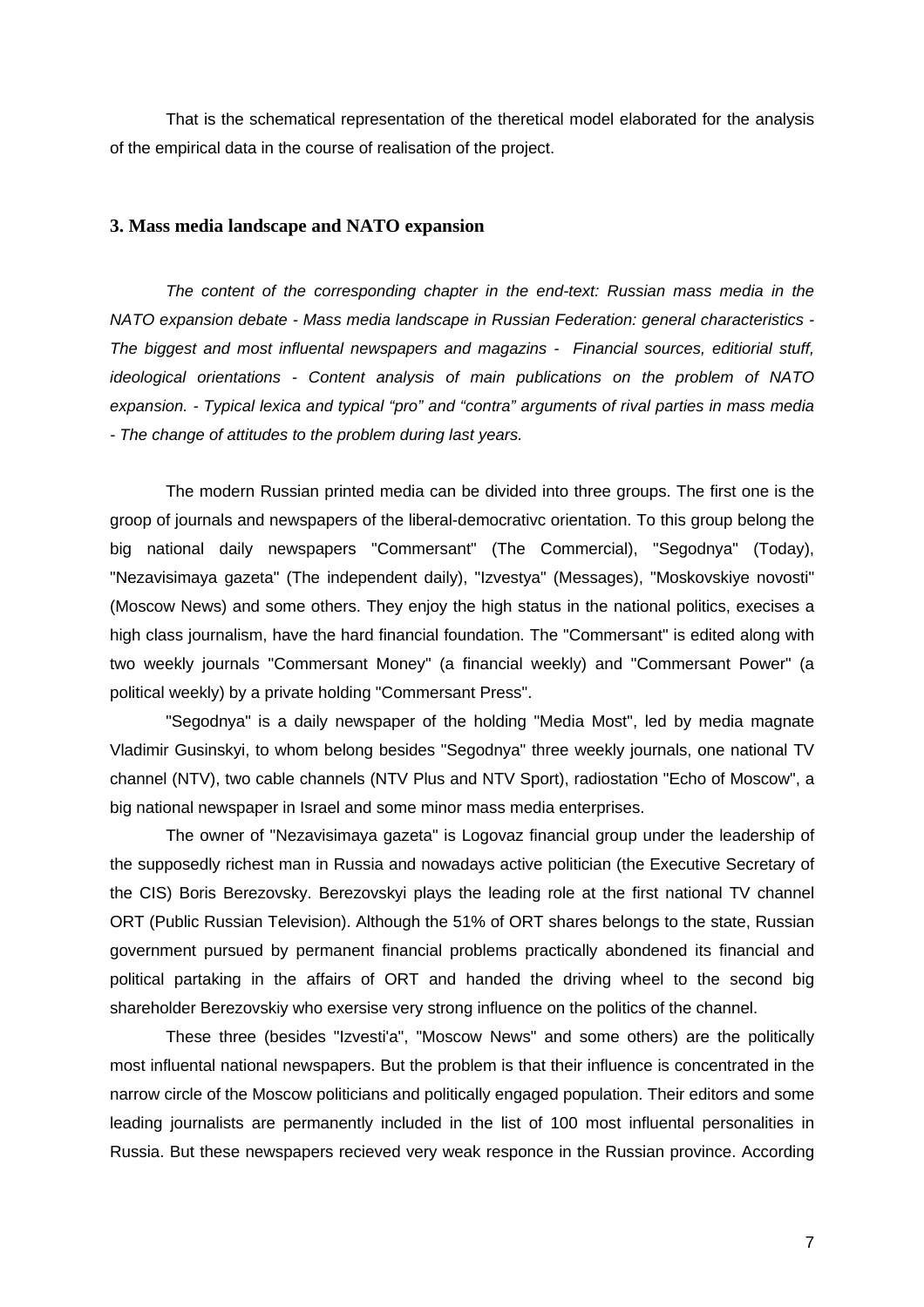That is the schematical representation of the theretical model elaborated for the analysis of the empirical data in the course of realisation of the project.

### 3. Mass media landscape and NATO expansion

*The content of the corresponding chapter in the end-text: Russian mass media in the NATO expansion debate - Mass media landscape in Russian Federation: general characteristics - The biggest and most influental newspapers and magazins - Financial sources, editiorial stuff, ideological orientations - Content analysis of main publications on the problem of NATO expansion. - Typical lexica and typical "pro" and "contra" arguments of rival parties in mass media - The change of attitudes to the problem during last years.*

The modern Russian printed media can be divided into three groups. The first one is the groop of journals and newspapers of the liberal-democrativc orientation. To this group belong the big national daily newspapers "Commersant" (The Commercial), "Segodnya" (Today), "Nezavisimaya gazeta" (The independent daily), "Izvestya" (Messages), "Moskovskiye novosti" (Moscow News) and some others. They enjoy the high status in the national politics, execises a high class journalism, have the hard financial foundation. The "Commersant" is edited along with two weekly journals "Commersant Money" (a financial weekly) and "Commersant Power" (a political weekly) by a private holding "Commersant Press".

"Segodnya" is a daily newspaper of the holding "Media Most", led by media magnate Vladimir Gusinskyi, to whom belong besides "Segodnya" three weekly journals, one national TV channel (NTV), two cable channels (NTV Plus and NTV Sport), radiostation "Echo of Moscow", a big national newspaper in Israel and some minor mass media enterprises.

The owner of "Nezavisimaya gazeta" is Logovaz financial group under the leadership of the supposedly richest man in Russia and nowadays active politician (the Executive Secretary of the CIS) Boris Berezovsky. Berezovskyi plays the leading role at the first national TV channel ORT (Public Russian Television). Although the 51% of ORT shares belongs to the state, Russian government pursued by permanent financial problems practically abondened its financial and political partaking in the affairs of ORT and handed the driving wheel to the second big shareholder Berezovskiy who exersise very strong influence on the politics of the channel.

These three (besides "Izvesti'a", "Moscow News" and some others) are the politically most influental national newspapers. But the problem is that their influence is concentrated in the narrow circle of the Moscow politicians and politically engaged population. Their editors and some leading journalists are permanently included in the list of 100 most influental personalities in Russia. But these newspapers recieved very weak responce in the Russian province. According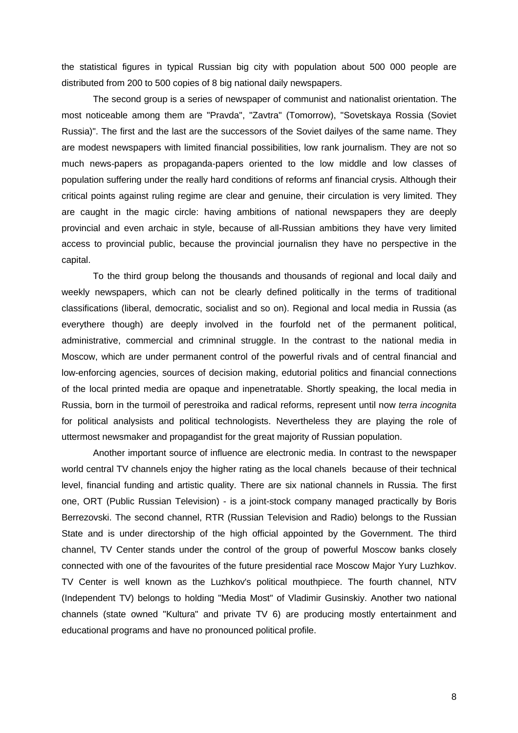the statistical figures in typical Russian big city with population about 500 000 people are distributed from 200 to 500 copies of 8 big national daily newspapers.

The second group is a series of newspaper of communist and nationalist orientation. The most noticeable among them are "Pravda", "Zavtra" (Tomorrow), "Sovetskaya Rossia (Soviet Russia)". The first and the last are the successors of the Soviet dailyes of the same name. They are modest newspapers with limited financial possibilities, low rank journalism. They are not so much news-papers as propaganda-papers oriented to the low middle and low classes of population suffering under the really hard conditions of reforms anf financial crysis. Although their critical points against ruling regime are clear and genuine, their circulation is very limited. They are caught in the magic circle: having ambitions of national newspapers they are deeply provincial and even archaic in style, because of all-Russian ambitions they have very limited access to provincial public, because the provincial journalisn they have no perspective in the capital.

To the third group belong the thousands and thousands of regional and local daily and weekly newspapers, which can not be clearly defined politically in the terms of traditional classifications (liberal, democratic, socialist and so on). Regional and local media in Russia (as everythere though) are deeply involved in the fourfold net of the permanent political, administrative, commercial and crimninal struggle. In the contrast to the national media in Moscow, which are under permanent control of the powerful rivals and of central financial and low-enforcing agencies, sources of decision making, edutorial politics and financial connections of the local printed media are opaque and inpenetratable. Shortly speaking, the local media in Russia, born in the turmoil of perestroika and radical reforms, represent until now *terra incognita* for political analysists and political technologists. Nevertheless they are playing the role of uttermost newsmaker and propagandist for the great majority of Russian population.

Another important source of influence are electronic media. In contrast to the newspaper world central TV channels enjoy the higher rating as the local chanels because of their technical level, financial funding and artistic quality. There are six national channels in Russia. The first one, ORT (Public Russian Television) - is a joint-stock company managed practically by Boris Berrezovski. The second channel, RTR (Russian Television and Radio) belongs to the Russian State and is under directorship of the high official appointed by the Government. The third channel, TV Center stands under the control of the group of powerful Moscow banks closely connected with one of the favourites of the future presidential race Moscow Major Yury Luzhkov. TV Center is well known as the Luzhkov's political mouthpiece. The fourth channel, NTV (Independent TV) belongs to holding "Media Most" of Vladimir Gusinskiy. Another two national channels (state owned "Kultura" and private TV 6) are producing mostly entertainment and educational programs and have no pronounced political profile.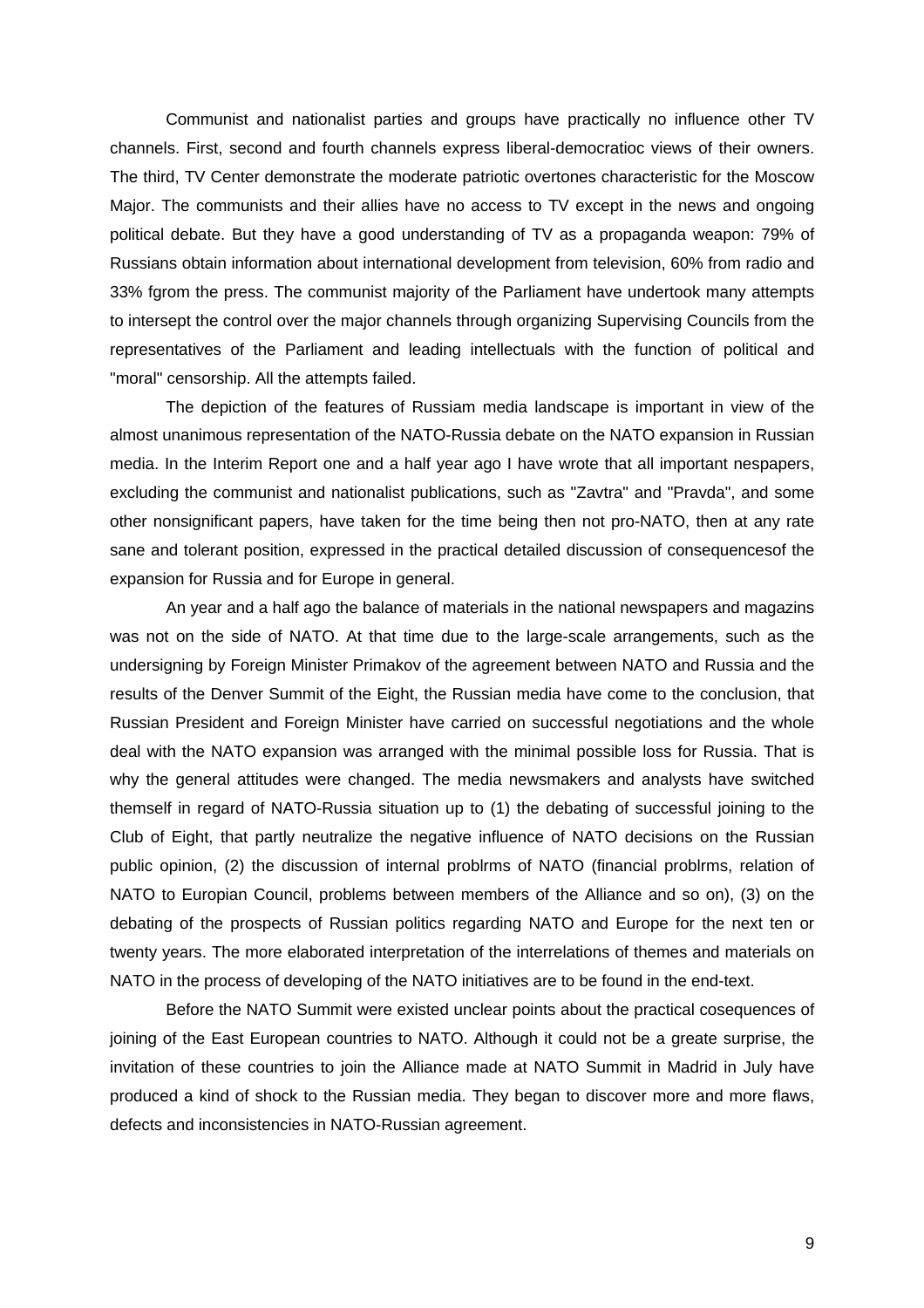Communist and nationalist parties and groups have practically no influence other TV channels. First, second and fourth channels express liberal-democratioc views of their owners. The third, TV Center demonstrate the moderate patriotic overtones characteristic for the Moscow Major. The communists and their allies have no access to TV except in the news and ongoing political debate. But they have a good understanding of TV as a propaganda weapon: 79% of Russians obtain information about international development from television, 60% from radio and 33% fgrom the press. The communist majority of the Parliament have undertook many attempts to intersept the control over the major channels through organizing Supervising Councils from the representatives of the Parliament and leading intellectuals with the function of political and "moral" censorship. All the attempts failed.

The depiction of the features of Russiam media landscape is important in view of the almost unanimous representation of the NATO-Russia debate on the NATO expansion in Russian media. In the Interim Report one and a half year ago I have wrote that all important nespapers, excluding the communist and nationalist publications, such as "Zavtra" and "Pravda", and some other nonsignificant papers, have taken for the time being then not pro-NATO, then at any rate sane and tolerant position, expressed in the practical detailed discussion of consequencesof the expansion for Russia and for Europe in general.

An year and a half ago the balance of materials in the national newspapers and magazins was not on the side of NATO. At that time due to the large-scale arrangements, such as the undersigning by Foreign Minister Primakov of the agreement between NATO and Russia and the results of the Denver Summit of the Eight, the Russian media have come to the conclusion, that Russian President and Foreign Minister have carried on successful negotiations and the whole deal with the NATO expansion was arranged with the minimal possible loss for Russia. That is why the general attitudes were changed. The media newsmakers and analysts have switched themself in regard of NATO-Russia situation up to (1) the debating of successful joining to the Club of Eight, that partly neutralize the negative influence of NATO decisions on the Russian public opinion, (2) the discussion of internal problrms of NATO (financial problrms, relation of NATO to Europian Council, problems between members of the Alliance and so on), (3) on the debating of the prospects of Russian politics regarding NATO and Europe for the next ten or twenty years. The more elaborated interpretation of the interrelations of themes and materials on NATO in the process of developing of the NATO initiatives are to be found in the end-text.

Before the NATO Summit were existed unclear points about the practical cosequences of joining of the East European countries to NATO. Although it could not be a greate surprise, the invitation of these countries to join the Alliance made at NATO Summit in Madrid in July have produced a kind of shock to the Russian media. They began to discover more and more flaws, defects and inconsistencies in NATO-Russian agreement.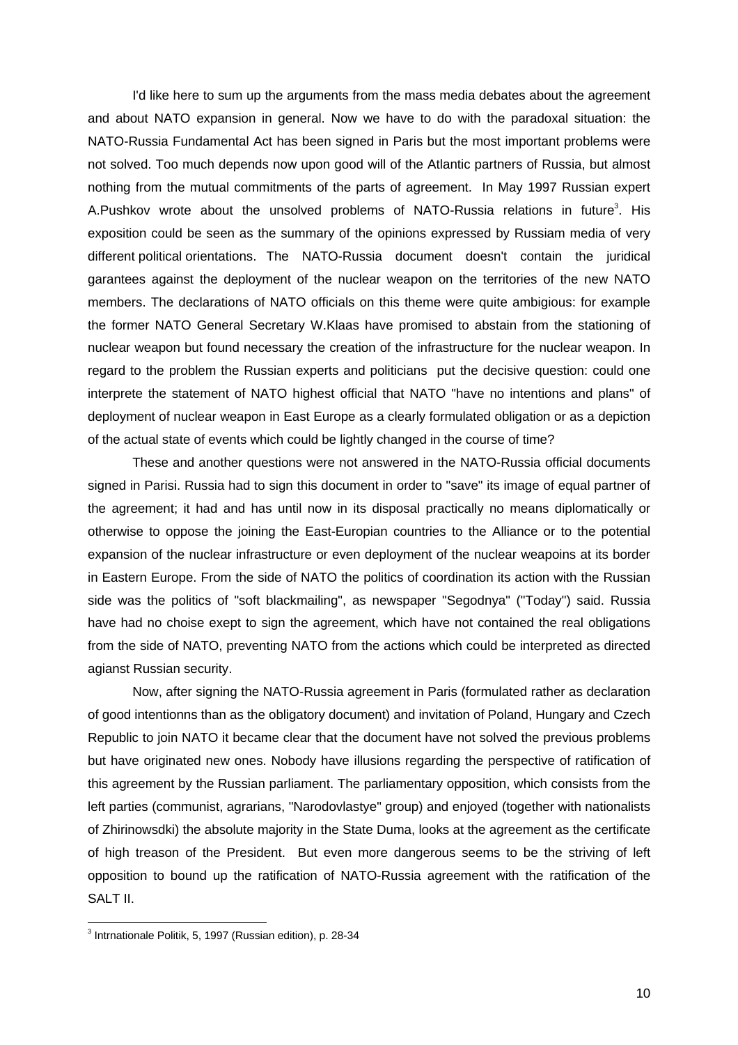I'd like here to sum up the arguments from the mass media debates about the agreement and about NATO expansion in general. Now we have to do with the paradoxal situation: the NATO-Russia Fundamental Act has been signed in Paris but the most important problems were not solved. Too much depends now upon good will of the Atlantic partners of Russia, but almost nothing from the mutual commitments of the parts of agreement. In May 1997 Russian expert A.Pushkov wrote about the unsolved problems of NATO-Russia relations in future[3]. His exposition could be seen as the summary of the opinions expressed by Russiam media of very different political orientations. The NATO-Russia document doesn't contain the juridical garantees against the deployment of the nuclear weapon on the territories of the new NATO members. The declarations of NATO officials on this theme were quite ambigious: for example the former NATO General Secretary W.Klaas have promised to abstain from the stationing of nuclear weapon but found necessary the creation of the infrastructure for the nuclear weapon. In regard to the problem the Russian experts and politicians put the decisive question: could one interprete the statement of NATO highest official that NATO "have no intentions and plans" of deployment of nuclear weapon in East Europe as a clearly formulated obligation or as a depiction of the actual state of events which could be lightly changed in the course of time?

These and another questions were not answered in the NATO-Russia official documents signed in Parisi. Russia had to sign this document in order to "save" its image of equal partner of the agreement; it had and has until now in its disposal practically no means diplomatically or otherwise to oppose the joining the East-Europian countries to the Alliance or to the potential expansion of the nuclear infrastructure or even deployment of the nuclear weapoins at its border in Eastern Europe. From the side of NATO the politics of coordination its action with the Russian side was the politics of "soft blackmailing", as newspaper "Segodnya" ("Today") said. Russia have had no choise exept to sign the agreement, which have not contained the real obligations from the side of NATO, preventing NATO from the actions which could be interpreted as directed agianst Russian security.

Now, after signing the NATO-Russia agreement in Paris (formulated rather as declaration of good intentionns than as the obligatory document) and invitation of Poland, Hungary and Czech Republic to join NATO it became clear that the document have not solved the previous problems but have originated new ones. Nobody have illusions regarding the perspective of ratification of this agreement by the Russian parliament. The parliamentary opposition, which consists from the left parties (communist, agrarians, "Narodovlastye" group) and enjoyed (together with nationalists of Zhirinowsdki) the absolute majority in the State Duma, looks at the agreement as the certificate of high treason of the President. But even more dangerous seems to be the striving of left opposition to bound up the ratification of NATO-Russia agreement with the ratification of the SALT II.

---

[3] Intrnationale Politik, 5, 1997 (Russian edition), p. 28-34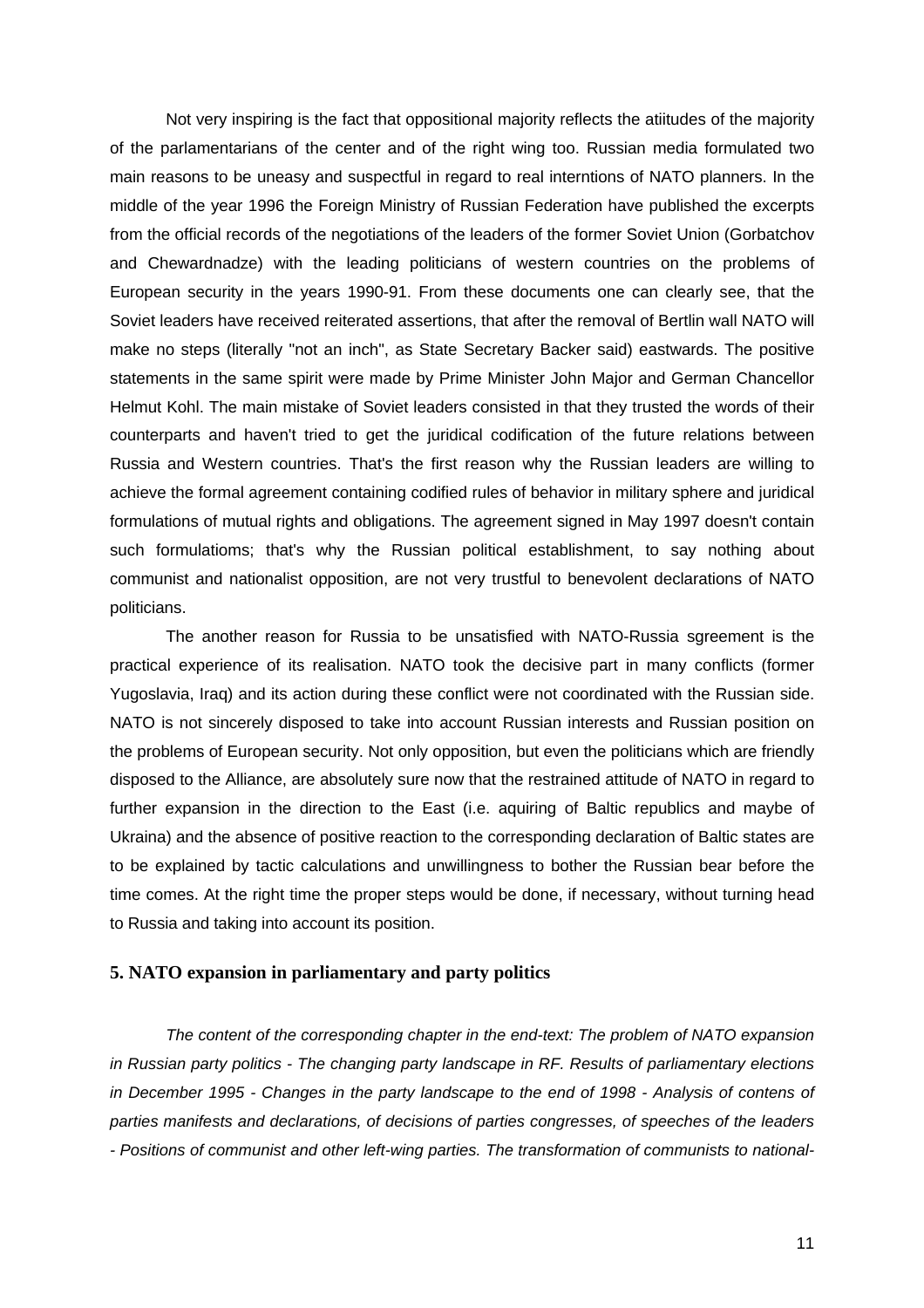Not very inspiring is the fact that oppositional majority reflects the atiitudes of the majority of the parlamentarians of the center and of the right wing too. Russian media formulated two main reasons to be uneasy and suspectful in regard to real interntions of NATO planners. In the middle of the year 1996 the Foreign Ministry of Russian Federation have published the excerpts from the official records of the negotiations of the leaders of the former Soviet Union (Gorbatchov and Chewardnadze) with the leading politicians of western countries on the problems of European security in the years 1990-91. From these documents one can clearly see, that the Soviet leaders have received reiterated assertions, that after the removal of Bertlin wall NATO will make no steps (literally "not an inch", as State Secretary Backer said) eastwards. The positive statements in the same spirit were made by Prime Minister John Major and German Chancellor Helmut Kohl. The main mistake of Soviet leaders consisted in that they trusted the words of their counterparts and haven't tried to get the juridical codification of the future relations between Russia and Western countries. That's the first reason why the Russian leaders are willing to achieve the formal agreement containing codified rules of behavior in military sphere and juridical formulations of mutual rights and obligations. The agreement signed in May 1997 doesn't contain such formulatioms; that's why the Russian political establishment, to say nothing about communist and nationalist opposition, are not very trustful to benevolent declarations of NATO politicians.

The another reason for Russia to be unsatisfied with NATO-Russia sgreement is the practical experience of its realisation. NATO took the decisive part in many conflicts (former Yugoslavia, Iraq) and its action during these conflict were not coordinated with the Russian side. NATO is not sincerely disposed to take into account Russian interests and Russian position on the problems of European security. Not only opposition, but even the politicians which are friendly disposed to the Alliance, are absolutely sure now that the restrained attitude of NATO in regard to further expansion in the direction to the East (i.e. aquiring of Baltic republics and maybe of Ukraina) and the absence of positive reaction to the corresponding declaration of Baltic states are to be explained by tactic calculations and unwillingness to bother the Russian bear before the time comes. At the right time the proper steps would be done, if necessary, without turning head to Russia and taking into account its position.

## 5. NATO expansion in parliamentary and party politics

*The content of the corresponding chapter in the end-text: The problem of NATO expansion in Russian party politics - The changing party landscape in RF. Results of parliamentary elections in December 1995 - Changes in the party landscape to the end of 1998 - Analysis of contens of parties manifests and declarations, of decisions of parties congresses, of speeches of the leaders - Positions of communist and other left-wing parties. The transformation of communists to national-*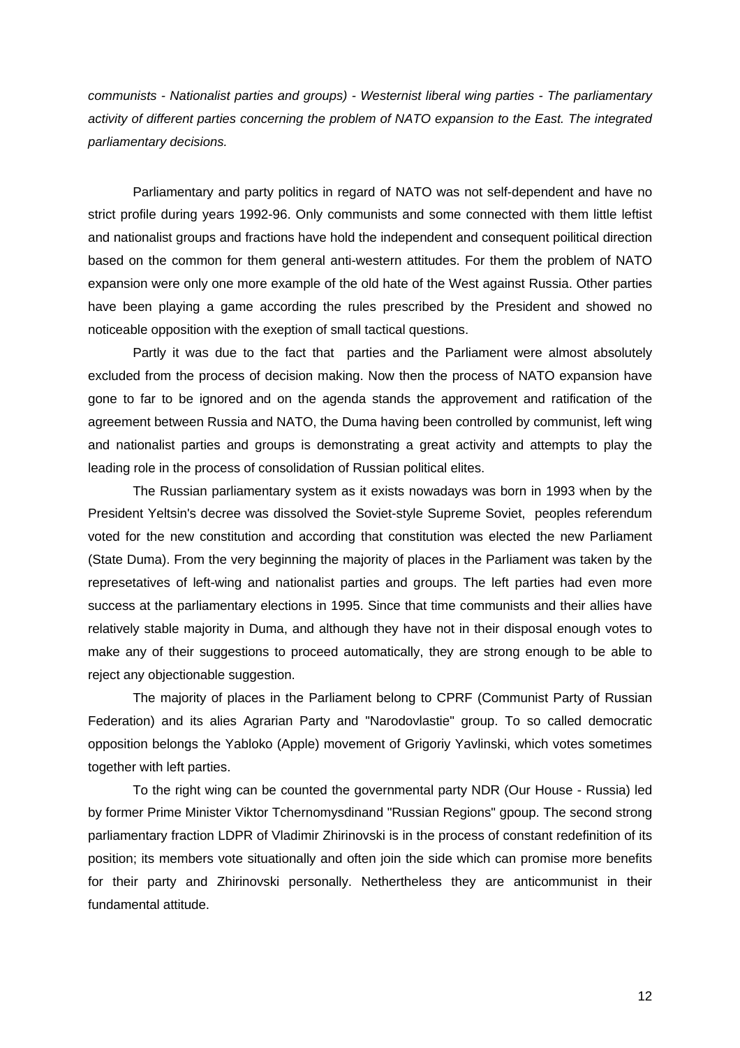*communists - Nationalist parties and groups) - Westernist liberal wing parties - The parliamentary activity of different parties concerning the problem of NATO expansion to the East. The integrated parliamentary decisions.*

Parliamentary and party politics in regard of NATO was not self-dependent and have no strict profile during years 1992-96. Only communists and some connected with them little leftist and nationalist groups and fractions have hold the independent and consequent poilitical direction based on the common for them general anti-western attitudes. For them the problem of NATO expansion were only one more example of the old hate of the West against Russia. Other parties have been playing a game according the rules prescribed by the President and showed no noticeable opposition with the exeption of small tactical questions.

Partly it was due to the fact that parties and the Parliament were almost absolutely excluded from the process of decision making. Now then the process of NATO expansion have gone to far to be ignored and on the agenda stands the approvement and ratification of the agreement between Russia and NATO, the Duma having been controlled by communist, left wing and nationalist parties and groups is demonstrating a great activity and attempts to play the leading role in the process of consolidation of Russian political elites.

The Russian parliamentary system as it exists nowadays was born in 1993 when by the President Yeltsin's decree was dissolved the Soviet-style Supreme Soviet, peoples referendum voted for the new constitution and according that constitution was elected the new Parliament (State Duma). From the very beginning the majority of places in the Parliament was taken by the represetatives of left-wing and nationalist parties and groups. The left parties had even more success at the parliamentary elections in 1995. Since that time communists and their allies have relatively stable majority in Duma, and although they have not in their disposal enough votes to make any of their suggestions to proceed automatically, they are strong enough to be able to reject any objectionable suggestion.

The majority of places in the Parliament belong to CPRF (Communist Party of Russian Federation) and its alies Agrarian Party and "Narodovlastie" group. To so called democratic opposition belongs the Yabloko (Apple) movement of Grigoriy Yavlinski, which votes sometimes together with left parties.

To the right wing can be counted the governmental party NDR (Our House - Russia) led by former Prime Minister Viktor Tchernomysdinand "Russian Regions" gpoup. The second strong parliamentary fraction LDPR of Vladimir Zhirinovski is in the process of constant redefinition of its position; its members vote situationally and often join the side which can promise more benefits for their party and Zhirinovski personally. Nethertheless they are anticommunist in their fundamental attitude.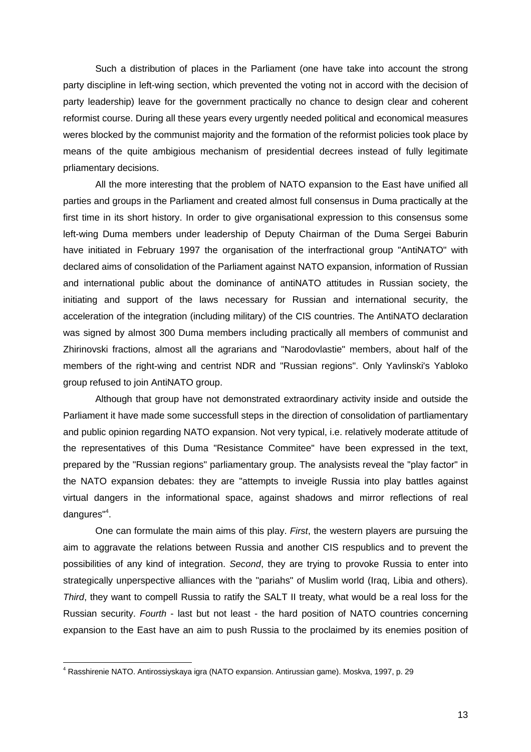Such a distribution of places in the Parliament (one have take into account the strong party discipline in left-wing section, which prevented the voting not in accord with the decision of party leadership) leave for the government practically no chance to design clear and coherent reformist course. During all these years every urgently needed political and economical measures weres blocked by the communist majority and the formation of the reformist policies took place by means of the quite ambigious mechanism of presidential decrees instead of fully legitimate prliamentary decisions.

All the more interesting that the problem of NATO expansion to the East have unified all parties and groups in the Parliament and created almost full consensus in Duma practically at the first time in its short history. In order to give organisational expression to this consensus some left-wing Duma members under leadership of Deputy Chairman of the Duma Sergei Baburin have initiated in February 1997 the organisation of the interfractional group "AntiNATO" with declared aims of consolidation of the Parliament against NATO expansion, information of Russian and international public about the dominance of antiNATO attitudes in Russian society, the initiating and support of the laws necessary for Russian and international security, the acceleration of the integration (including military) of the CIS countries. The AntiNATO declaration was signed by almost 300 Duma members including practically all members of communist and Zhirinovski fractions, almost all the agrarians and "Narodovlastie" members, about half of the members of the right-wing and centrist NDR and "Russian regions". Only Yavlinski's Yabloko group refused to join AntiNATO group.

Although that group have not demonstrated extraordinary activity inside and outside the Parliament it have made some successfull steps in the direction of consolidation of partliamentary and public opinion regarding NATO expansion. Not very typical, i.e. relatively moderate attitude of the representatives of this Duma "Resistance Commitee" have been expressed in the text, prepared by the "Russian regions" parliamentary group. The analysists reveal the "play factor" in the NATO expansion debates: they are "attempts to inveigle Russia into play battles against virtual dangers in the informational space, against shadows and mirror reflections of real dangures"[4].

One can formulate the main aims of this play. *First*, the western players are pursuing the aim to aggravate the relations between Russia and another CIS respublics and to prevent the possibilities of any kind of integration. *Second*, they are trying to provoke Russia to enter into strategically unperspective alliances with the "pariahs" of Muslim world (Iraq, Libia and others). *Third*, they want to compell Russia to ratify the SALT II treaty, what would be a real loss for the Russian security. *Fourth* - last but not least - the hard position of NATO countries concerning expansion to the East have an aim to push Russia to the proclaimed by its enemies position of

[4] Rasshirenie NATO. Antirossiyskaya igra (NATO expansion. Antirussian game). Moskva, 1997, p. 29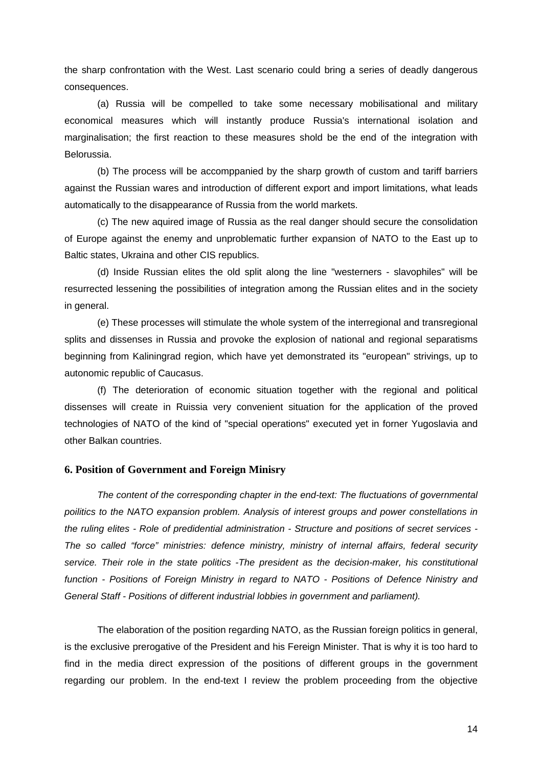the sharp confrontation with the West. Last scenario could bring a series of deadly dangerous consequences.

(a) Russia will be compelled to take some necessary mobilisational and military economical measures which will instantly produce Russia's international isolation and marginalisation; the first reaction to these measures shold be the end of the integration with Belorussia.

(b) The process will be accomppanied by the sharp growth of custom and tariff barriers against the Russian wares and introduction of different export and import limitations, what leads automatically to the disappearance of Russia from the world markets.

(c) The new aquired image of Russia as the real danger should secure the consolidation of Europe against the enemy and unproblematic further expansion of NATO to the East up to Baltic states, Ukraina and other CIS republics.

(d) Inside Russian elites the old split along the line "westerners - slavophiles" will be resurrected lessening the possibilities of integration among the Russian elites and in the society in general.

(e) These processes will stimulate the whole system of the interregional and transregional splits and dissenses in Russia and provoke the explosion of national and regional separatisms beginning from Kaliningrad region, which have yet demonstrated its "european" strivings, up to autonomic republic of Caucasus.

(f) The deterioration of economic situation together with the regional and political dissenses will create in Ruissia very convenient situation for the application of the proved technologies of NATO of the kind of "special operations" executed yet in forner Yugoslavia and other Balkan countries.

### 6. Position of Government and Foreign Minisry

*The content of the corresponding chapter in the end-text: The fluctuations of governmental poilitics to the NATO expansion problem. Analysis of interest groups and power constellations in the ruling elites - Role of predidential administration - Structure and positions of secret services - The so called "force" ministries: defence ministry, ministry of internal affairs, federal security service. Their role in the state politics -The president as the decision-maker, his constitutional function - Positions of Foreign Ministry in regard to NATO - Positions of Defence Ninistry and General Staff - Positions of different industrial lobbies in government and parliament).*

The elaboration of the position regarding NATO, as the Russian foreign politics in general, is the exclusive prerogative of the President and his Fereign Minister. That is why it is too hard to find in the media direct expression of the positions of different groups in the government regarding our problem. In the end-text I review the problem proceeding from the objective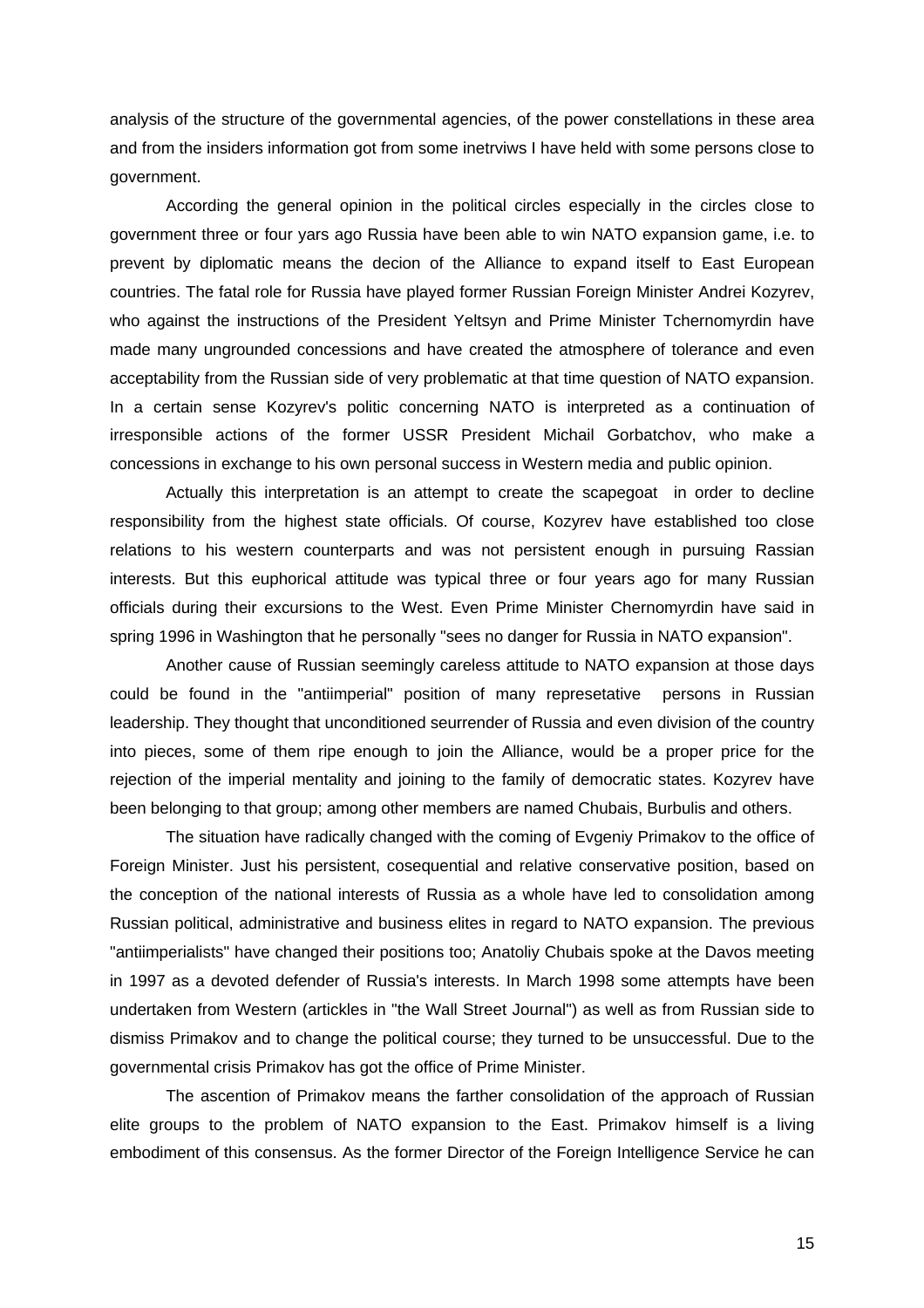analysis of the structure of the governmental agencies, of the power constellations in these area and from the insiders information got from some inetrviws I have held with some persons close to government.

According the general opinion in the political circles especially in the circles close to government three or four yars ago Russia have been able to win NATO expansion game, i.e. to prevent by diplomatic means the decion of the Alliance to expand itself to East European countries. The fatal role for Russia have played former Russian Foreign Minister Andrei Kozyrev, who against the instructions of the President Yeltsyn and Prime Minister Tchernomyrdin have made many ungrounded concessions and have created the atmosphere of tolerance and even acceptability from the Russian side of very problematic at that time question of NATO expansion. In a certain sense Kozyrev's politic concerning NATO is interpreted as a continuation of irresponsible actions of the former USSR President Michail Gorbatchov, who make a concessions in exchange to his own personal success in Western media and public opinion.

Actually this interpretation is an attempt to create the scapegoat  in order to decline responsibility from the highest state officials. Of course, Kozyrev have established too close relations to his western counterparts and was not persistent enough in pursuing Rassian interests. But this euphorical attitude was typical three or four years ago for many Russian officials during their excursions to the West. Even Prime Minister Chernomyrdin have said in spring 1996 in Washington that he personally "sees no danger for Russia in NATO expansion".

Another cause of Russian seemingly careless attitude to NATO expansion at those days could be found in the "antiimperial" position of many represetative  persons in Russian leadership. They thought that unconditioned seurrender of Russia and even division of the country into pieces, some of them ripe enough to join the Alliance, would be a proper price for the rejection of the imperial mentality and joining to the family of democratic states. Kozyrev have been belonging to that group; among other members are named Chubais, Burbulis and others.

The situation have radically changed with the coming of Evgeniy Primakov to the office of Foreign Minister. Just his persistent, cosequential and relative conservative position, based on the conception of the national interests of Russia as a whole have led to consolidation among Russian political, administrative and business elites in regard to NATO expansion. The previous "antiimperialists" have changed their positions too; Anatoliy Chubais spoke at the Davos meeting in 1997 as a devoted defender of Russia's interests. In March 1998 some attempts have been undertaken from Western (artickles in "the Wall Street Journal") as well as from Russian side to dismiss Primakov and to change the political course; they turned to be unsuccessful. Due to the governmental crisis Primakov has got the office of Prime Minister.

The ascention of Primakov means the farther consolidation of the approach of Russian elite groups to the problem of NATO expansion to the East. Primakov himself is a living embodiment of this consensus. As the former Director of the Foreign Intelligence Service he can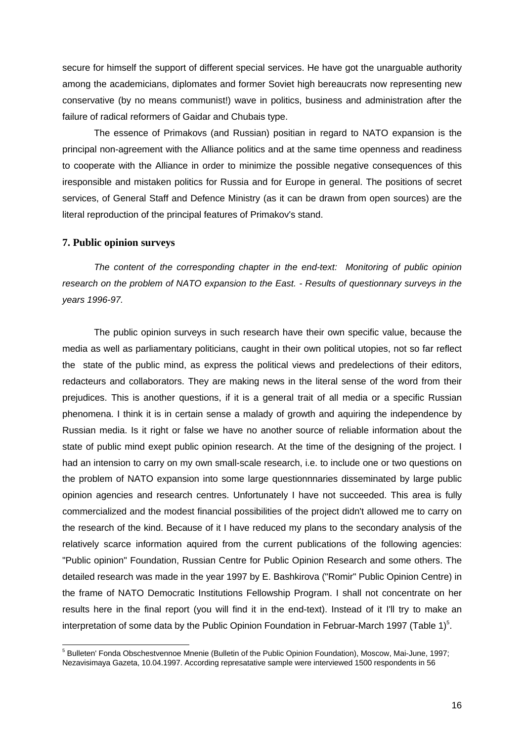secure for himself the support of different special services. He have got the unarguable authority among the academicians, diplomates and former Soviet high bereaucrats now representing new conservative (by no means communist!) wave in politics, business and administration after the failure of radical reformers of Gaidar and Chubais type.

The essence of Primakovs (and Russian) positian in regard to NATO expansion is the principal non-agreement with the Alliance politics and at the same time openness and readiness to cooperate with the Alliance in order to minimize the possible negative consequences of this iresponsible and mistaken politics for Russia and for Europe in general. The positions of secret services, of General Staff and Defence Ministry (as it can be drawn from open sources) are the literal reproduction of the principal features of Primakov's stand.

## 7. Public opinion surveys

*The content of the corresponding chapter in the end-text: Monitoring of public opinion research on the problem of NATO expansion to the East. - Results of questionnary surveys in the years 1996-97.*

The public opinion surveys in such research have their own specific value, because the media as well as parliamentary politicians, caught in their own political utopies, not so far reflect the state of the public mind, as express the political views and predelections of their editors, redacteurs and collaborators. They are making news in the literal sense of the word from their prejudices. This is another questions, if it is a general trait of all media or a specific Russian phenomena. I think it is in certain sense a malady of growth and aquiring the independence by Russian media. Is it right or false we have no another source of reliable information about the state of public mind exept public opinion research. At the time of the designing of the project. I had an intension to carry on my own small-scale research, i.e. to include one or two questions on the problem of NATO expansion into some large questionnnaries disseminated by large public opinion agencies and research centres. Unfortunately I have not succeeded. This area is fully commercialized and the modest financial possibilities of the project didn't allowed me to carry on the research of the kind. Because of it I have reduced my plans to the secondary analysis of the relatively scarce information aquired from the current publications of the following agencies: "Public opinion" Foundation, Russian Centre for Public Opinion Research and some others. The detailed research was made in the year 1997 by E. Bashkirova ("Romir" Public Opinion Centre) in the frame of NATO Democratic Institutions Fellowship Program. I shall not concentrate on her results here in the final report (you will find it in the end-text). Instead of it I'll try to make an interpretation of some data by the Public Opinion Foundation in Februar-March 1997 (Table 1)[5].

[5] Bulleten' Fonda Obschestvennoe Mnenie (Bulletin of the Public Opinion Foundation), Moscow, Mai-June, 1997; Nezavisimaya Gazeta, 10.04.1997. According represatative sample were interviewed 1500 respondents in 56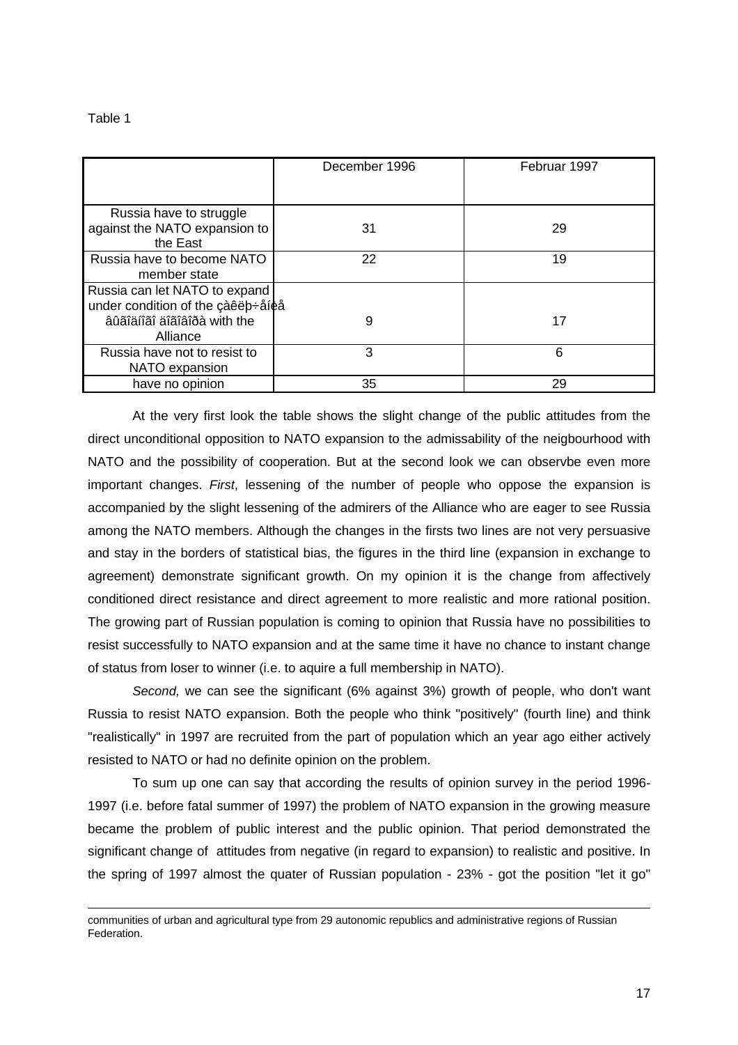Table 1

| | December 1996 | Februar 1997 |
|---|---|---|
| Russia have to struggle against the NATO expansion to the East | 31 | 29 |
| Russia have to become NATO member state | 22 | 19 |
| Russia can let NATO to expand under condition of the çàêëþ÷åíèå âûãîäíîãî äîãîâîðà with the Alliance | 9 | 17 |
| Russia have not to resist to NATO expansion | 3 | 6 |
| have no opinion | 35 | 29 |

At the very first look the table shows the slight change of the public attitudes from the direct unconditional opposition to NATO expansion to the admissability of the neigbourhood with NATO and the possibility of cooperation. But at the second look we can observbe even more important changes. *First*, lessening of the number of people who oppose the expansion is accompanied by the slight lessening of the admirers of the Alliance who are eager to see Russia among the NATO members. Although the changes in the firsts two lines are not very persuasive and stay in the borders of statistical bias, the figures in the third line (expansion in exchange to agreement) demonstrate significant growth. On my opinion it is the change from affectively conditioned direct resistance and direct agreement to more realistic and more rational position. The growing part of Russian population is coming to opinion that Russia have no possibilities to resist successfully to NATO expansion and at the same time it have no chance to instant change of status from loser to winner (i.e. to aquire a full membership in NATO).

*Second,* we can see the significant (6% against 3%) growth of people, who don't want Russia to resist NATO expansion. Both the people who think "positively" (fourth line) and think "realistically" in 1997 are recruited from the part of population which an year ago either actively resisted to NATO or had no definite opinion on the problem.

To sum up one can say that according the results of opinion survey in the period 1996-1997 (i.e. before fatal summer of 1997) the problem of NATO expansion in the growing measure became the problem of public interest and the public opinion. That period demonstrated the significant change of attitudes from negative (in regard to expansion) to realistic and positive. In the spring of 1997 almost the quater of Russian population - 23% - got the position "let it go"

---

communities of urban and agricultural type from 29 autonomic republics and administrative regions of Russian Federation.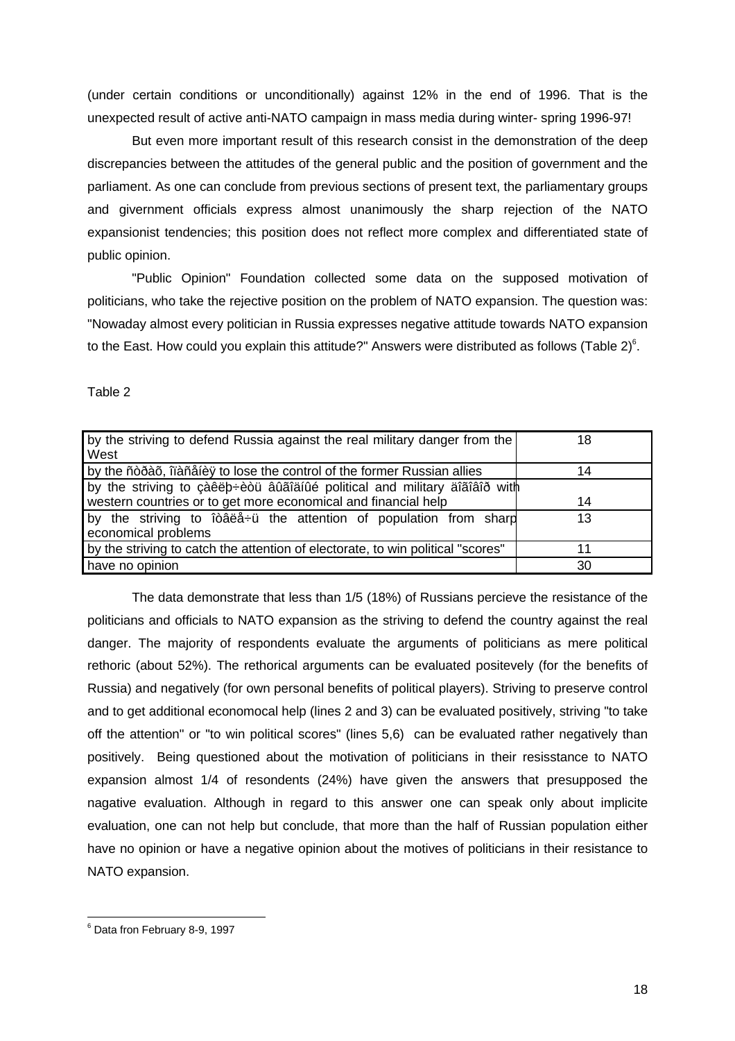(under certain conditions or unconditionally) against 12% in the end of 1996. That is the unexpected result of active anti-NATO campaign in mass media during winter- spring 1996-97!

But even more important result of this research consist in the demonstration of the deep discrepancies between the attitudes of the general public and the position of government and the parliament. As one can conclude from previous sections of present text, the parliamentary groups and givernment officials express almost unanimously the sharp rejection of the NATO expansionist tendencies; this position does not reflect more complex and differentiated state of public opinion.

"Public Opinion" Foundation collected some data on the supposed motivation of politicians, who take the rejective position on the problem of NATO expansion. The question was: "Nowaday almost every politician in Russia expresses negative attitude towards NATO expansion to the East. How could you explain this attitude?" Answers were distributed as follows (Table 2)[6].

Table 2

| | |
|---|---|
| by the striving to defend Russia against the real military danger from the West | 18 |
| by the ñòðàõ, îïàñåíèÿ to lose the control of the former Russian allies | 14 |
| by the striving to çàêëþ÷èòü âûãîäíûé political and military äîãîâîð with western countries or to get more economical and financial help | 14 |
| by the striving to îòâëå÷ü the attention of population from sharp economical problems | 13 |
| by the striving to catch the attention of electorate, to win political "scores" | 11 |
| have no opinion | 30 |

The data demonstrate that less than 1/5 (18%) of Russians percieve the resistance of the politicians and officials to NATO expansion as the striving to defend the country against the real danger. The majority of respondents evaluate the arguments of politicians as mere political rethoric (about 52%). The rethorical arguments can be evaluated positevely (for the benefits of Russia) and negatively (for own personal benefits of political players). Striving to preserve control and to get additional economocal help (lines 2 and 3) can be evaluated positively, striving "to take off the attention" or "to win political scores" (lines 5,6) can be evaluated rather negatively than positively. Being questioned about the motivation of politicians in their resisstance to NATO expansion almost 1/4 of resondents (24%) have given the answers that presupposed the nagative evaluation. Although in regard to this answer one can speak only about implicite evaluation, one can not help but conclude, that more than the half of Russian population either have no opinion or have a negative opinion about the motives of politicians in their resistance to NATO expansion.

---

[6] Data fron February 8-9, 1997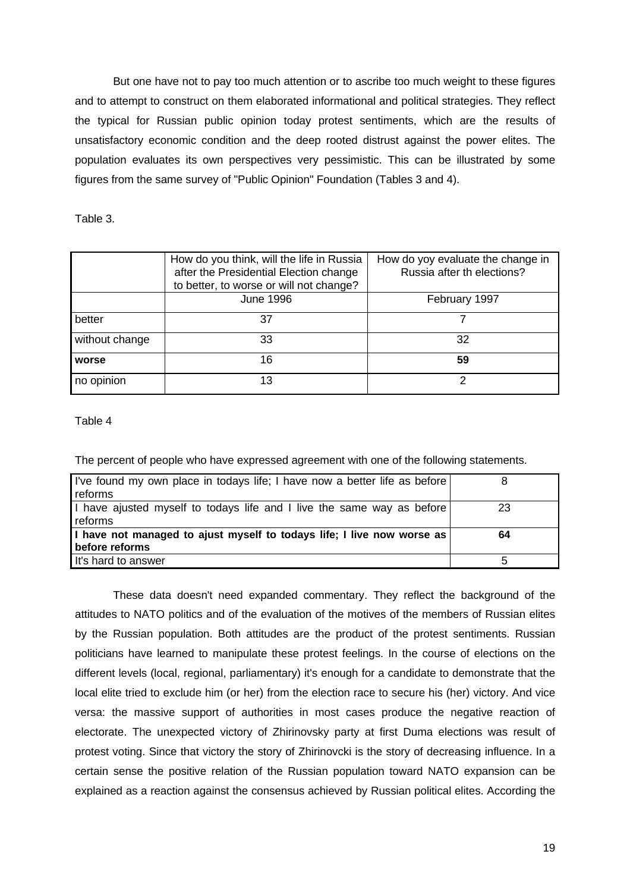But one have not to pay too much attention or to ascribe too much weight to these figures and to attempt to construct on them elaborated informational and political strategies. They reflect the typical for Russian public opinion today protest sentiments, which are the results of unsatisfactory economic condition and the deep rooted distrust against the power elites. The population evaluates its own perspectives very pessimistic. This can be illustrated by some figures from the same survey of "Public Opinion" Foundation (Tables 3 and 4).

Table 3.

| | How do you think, will the life in Russia after the Presidential Election change to better, to worse or will not change? | How do yoy evaluate the change in Russia after th elections? |
|---|---|---|
| | June 1996 | February 1997 |
| better | 37 | 7 |
| without change | 33 | 32 |
| **worse** | 16 | **59** |
| no opinion | 13 | 2 |

Table 4

The percent of people who have expressed agreement with one of the following statements.

| | |
|---|---|
| I've found my own place in todays life; I have now a better life as before reforms | 8 |
| I have ajusted myself to todays life and I live the same way as before reforms | 23 |
| **I have not managed to ajust myself to todays life; I live now worse as before reforms** | **64** |
| It's hard to answer | 5 |

These data doesn't need expanded commentary. They reflect the background of the attitudes to NATO politics and of the evaluation of the motives of the members of Russian elites by the Russian population. Both attitudes are the product of the protest sentiments. Russian politicians have learned to manipulate these protest feelings. In the course of elections on the different levels (local, regional, parliamentary) it's enough for a candidate to demonstrate that the local elite tried to exclude him (or her) from the election race to secure his (her) victory. And vice versa: the massive support of authorities in most cases produce the negative reaction of electorate. The unexpected victory of Zhirinovsky party at first Duma elections was result of protest voting. Since that victory the story of Zhirinovcki is the story of decreasing influence. In a certain sense the positive relation of the Russian population toward NATO expansion can be explained as a reaction against the consensus achieved by Russian political elites. According the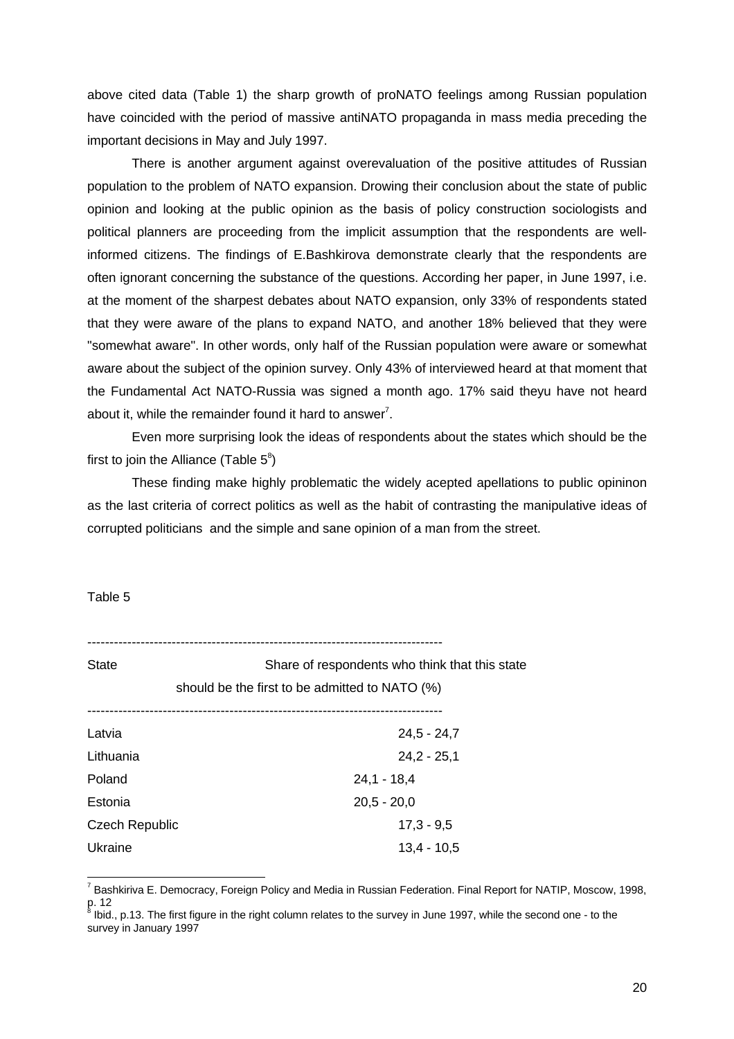above cited data (Table 1) the sharp growth of proNATO feelings among Russian population have coincided with the period of massive antiNATO propaganda in mass media preceding the important decisions in May and July 1997.

There is another argument against overevaluation of the positive attitudes of Russian population to the problem of NATO expansion. Drowing their conclusion about the state of public opinion and looking at the public opinion as the basis of policy construction sociologists and political planners are proceeding from the implicit assumption that the respondents are well-informed citizens. The findings of E.Bashkirova demonstrate clearly that the respondents are often ignorant concerning the substance of the questions. According her paper, in June 1997, i.e. at the moment of the sharpest debates about NATO expansion, only 33% of respondents stated that they were aware of the plans to expand NATO, and another 18% believed that they were "somewhat aware". In other words, only half of the Russian population were aware or somewhat aware about the subject of the opinion survey. Only 43% of interviewed heard at that moment that the Fundamental Act NATO-Russia was signed a month ago. 17% said theyu have not heard about it, while the remainder found it hard to answer[7].

Even more surprising look the ideas of respondents about the states which should be the first to join the Alliance (Table 5[8])

These finding make highly problematic the widely acepted apellations to public opininon as the last criteria of correct politics as well as the habit of contrasting the manipulative ideas of corrupted politicians and the simple and sane opinion of a man from the street.

Table 5

| State | Share of respondents who think that this state should be the first to be admitted to NATO (%) |
|---|---|
| Latvia | 24,5 - 24,7 |
| Lithuania | 24,2 - 25,1 |
| Poland | 24,1 - 18,4 |
| Estonia | 20,5 - 20,0 |
| Czech Republic | 17,3 - 9,5 |
| Ukraine | 13,4 - 10,5 |

[7] Bashkiriva E. Democracy, Foreign Policy and Media in Russian Federation. Final Report for NATIP, Moscow, 1998, p. 12

[8] Ibid., p.13. The first figure in the right column relates to the survey in June 1997, while the second one - to the survey in January 1997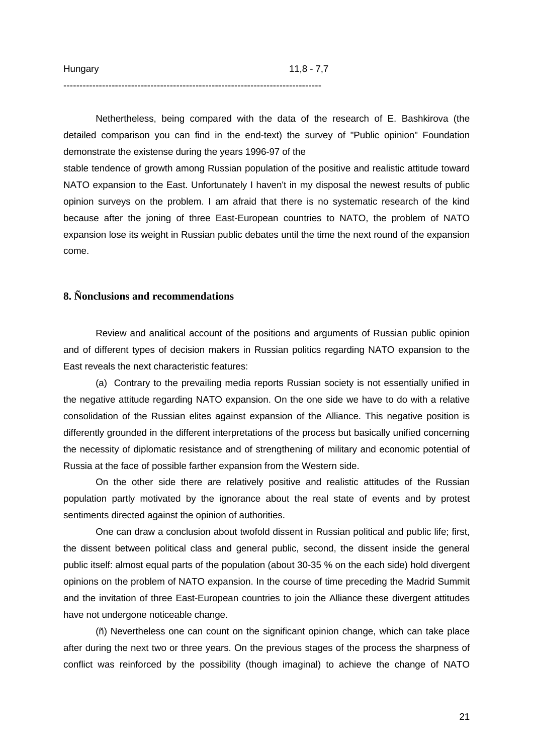| Hungary | 11,8 - 7,7 |
|---|---|

--------------------------------------------------------------------------------

Neththertheless, being compared with the data of the research of E. Bashkirova (the detailed comparison you can find in the end-text) the survey of "Public opinion" Foundation demonstrate the existense during the years 1996-97 of the

stable tendence of growth among Russian population of the positive and realistic attitude toward NATO expansion to the East. Unfortunately I haven't in my disposal the newest results of public opinion surveys on the problem. I am afraid that there is no systematic research of the kind because after the joning of three East-European countries to NATO, the problem of NATO expansion lose its weight in Russian public debates until the time the next round of the expansion come.

## 8. Ñonclusions and recommendations

Review and analitical account of the positions and arguments of Russian public opinion and of different types of decision makers in Russian politics regarding NATO expansion to the East reveals the next characteristic features:

(a) Contrary to the prevailing media reports Russian society is not essentially unified in the negative attitude regarding NATO expansion. On the one side we have to do with a relative consolidation of the Russian elites against expansion of the Alliance. This negative position is differently grounded in the different interpretations of the process but basically unified concerning the necessity of diplomatic resistance and of strengthening of military and economic potential of Russia at the face of possible farther expansion from the Western side.

On the other side there are relatively positive and realistic attitudes of the Russian population partly motivated by the ignorance about the real state of events and by protest sentiments directed against the opinion of authorities.

One can draw a conclusion about twofold dissent in Russian political and public life; first, the dissent between political class and general public, second, the dissent inside the general public itself: almost equal parts of the population (about 30-35 % on the each side) hold divergent opinions on the problem of NATO expansion. In the course of time preceding the Madrid Summit and the invitation of three East-European countries to join the Alliance these divergent attitudes have not undergone noticeable change.

(ñ) Nevertheless one can count on the significant opinion change, which can take place after during the next two or three years. On the previous stages of the process the sharpness of conflict was reinforced by the possibility (though imaginal) to achieve the change of NATO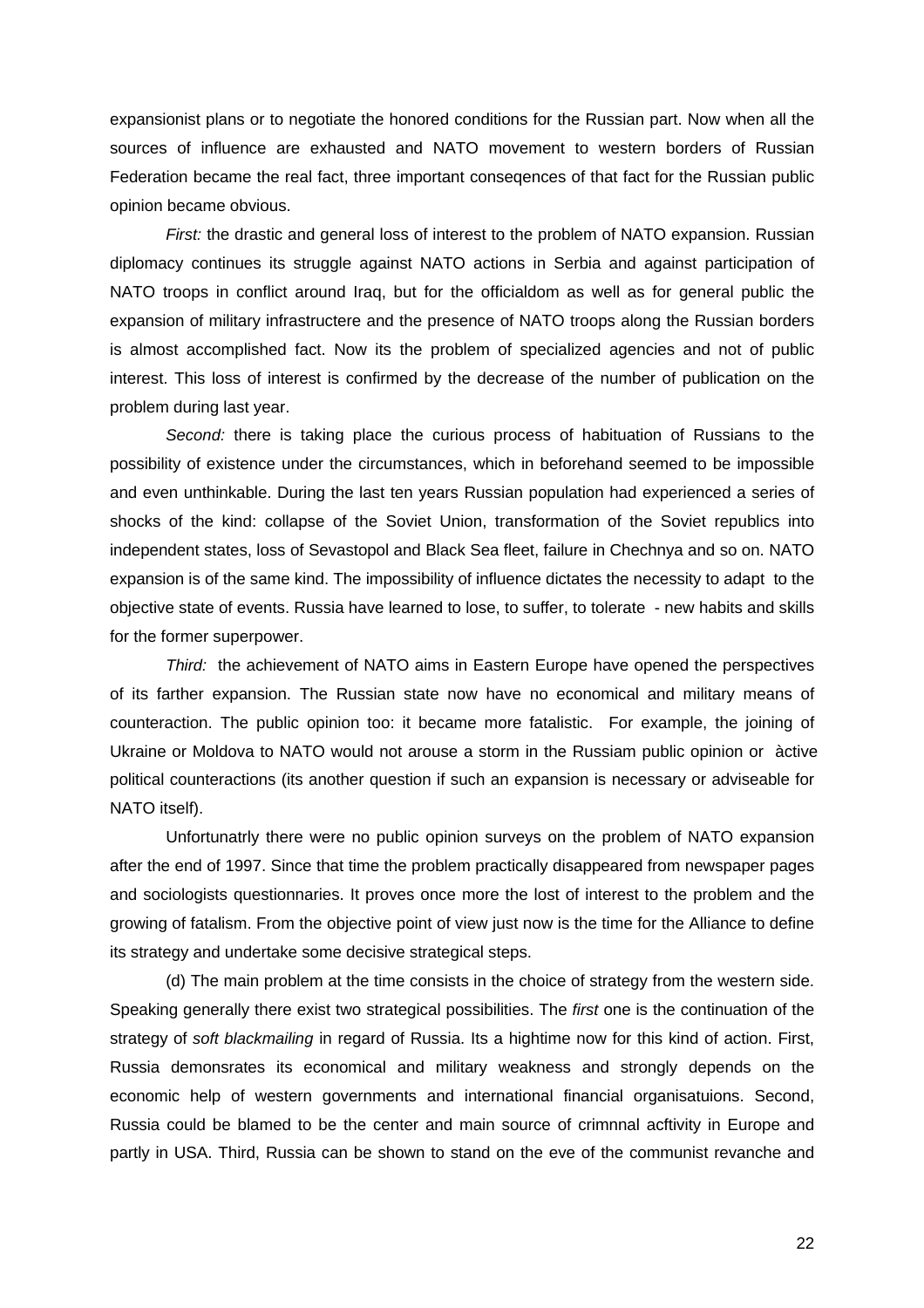expansionist plans or to negotiate the honored conditions for the Russian part. Now when all the sources of influence are exhausted and NATO movement to western borders of Russian Federation became the real fact, three important conseqences of that fact for the Russian public opinion became obvious.

*First:* the drastic and general loss of interest to the problem of NATO expansion. Russian diplomacy continues its struggle against NATO actions in Serbia and against participation of NATO troops in conflict around Iraq, but for the officialdom as well as for general public the expansion of military infrastructere and the presence of NATO troops along the Russian borders is almost accomplished fact. Now its the problem of specialized agencies and not of public interest. This loss of interest is confirmed by the decrease of the number of publication on the problem during last year.

*Second:* there is taking place the curious process of habituation of Russians to the possibility of existence under the circumstances, which in beforehand seemed to be impossible and even unthinkable. During the last ten years Russian population had experienced a series of shocks of the kind: collapse of the Soviet Union, transformation of the Soviet republics into independent states, loss of Sevastopol and Black Sea fleet, failure in Chechnya and so on. NATO expansion is of the same kind. The impossibility of influence dictates the necessity to adapt to the objective state of events. Russia have learned to lose, to suffer, to tolerate - new habits and skills for the former superpower.

*Third:* the achievement of NATO aims in Eastern Europe have opened the perspectives of its farther expansion. The Russian state now have no economical and military means of counteraction. The public opinion too: it became more fatalistic. For example, the joining of Ukraine or Moldova to NATO would not arouse a storm in the Russiam public opinion or àctive political counteractions (its another question if such an expansion is necessary or adviseable for NATO itself).

Unfortunatrly there were no public opinion surveys on the problem of NATO expansion after the end of 1997. Since that time the problem practically disappeared from newspaper pages and sociologists questionnaries. It proves once more the lost of interest to the problem and the growing of fatalism. From the objective point of view just now is the time for the Alliance to define its strategy and undertake some decisive strategical steps.

(d) The main problem at the time consists in the choice of strategy from the western side. Speaking generally there exist two strategical possibilities. The *first* one is the continuation of the strategy of *soft blackmailing* in regard of Russia. Its a hightime now for this kind of action. First, Russia demonsrates its economical and military weakness and strongly depends on the economic help of western governments and international financial organisatuions. Second, Russia could be blamed to be the center and main source of crimnnal acftivity in Europe and partly in USA. Third, Russia can be shown to stand on the eve of the communist revanche and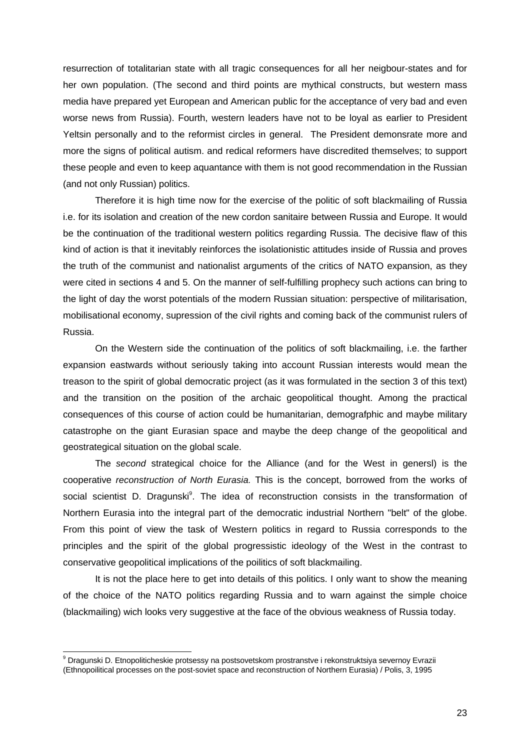resurrection of totalitarian state with all tragic consequences for all her neigbour-states and for her own population. (The second and third points are mythical constructs, but western mass media have prepared yet European and American public for the acceptance of very bad and even worse news from Russia). Fourth, western leaders have not to be loyal as earlier to President Yeltsin personally and to the reformist circles in general. The President demonsrate more and more the signs of political autism. and redical reformers have discredited themselves; to support these people and even to keep aquantance with them is not good recommendation in the Russian (and not only Russian) politics.

Therefore it is high time now for the exercise of the politic of soft blackmailing of Russia i.e. for its isolation and creation of the new cordon sanitaire between Russia and Europe. It would be the continuation of the traditional western politics regarding Russia. The decisive flaw of this kind of action is that it inevitably reinforces the isolationistic attitudes inside of Russia and proves the truth of the communist and nationalist arguments of the critics of NATO expansion, as they were cited in sections 4 and 5. On the manner of self-fulfilling prophecy such actions can bring to the light of day the worst potentials of the modern Russian situation: perspective of militarisation, mobilisational economy, supression of the civil rights and coming back of the communist rulers of Russia.

On the Western side the continuation of the politics of soft blackmailing, i.e. the farther expansion eastwards without seriously taking into account Russian interests would mean the treason to the spirit of global democratic project (as it was formulated in the section 3 of this text) and the transition on the position of the archaic geopolitical thought. Among the practical consequences of this course of action could be humanitarian, demografphic and maybe military catastrophe on the giant Eurasian space and maybe the deep change of the geopolitical and geostrategical situation on the global scale.

The *second* strategical choice for the Alliance (and for the West in genersl) is the cooperative *reconstruction of North Eurasia.* This is the concept, borrowed from the works of social scientist D. Dragunski[9]. The idea of reconstruction consists in the transformation of Northern Eurasia into the integral part of the democratic industrial Northern "belt" of the globe. From this point of view the task of Western politics in regard to Russia corresponds to the principles and the spirit of the global progressistic ideology of the West in the contrast to conservative geopolitical implications of the poilitics of soft blackmailing.

It is not the place here to get into details of this politics. I only want to show the meaning of the choice of the NATO politics regarding Russia and to warn against the simple choice (blackmailing) wich looks very suggestive at the face of the obvious weakness of Russia today.

---

[9] Dragunski D. Etnopoliticheskie protsessy na postsovetskom prostranstve i rekonstruktsiya severnoy Evrazii (Ethnopoilitical processes on the post-soviet space and reconstruction of Northern Eurasia) / Polis, 3, 1995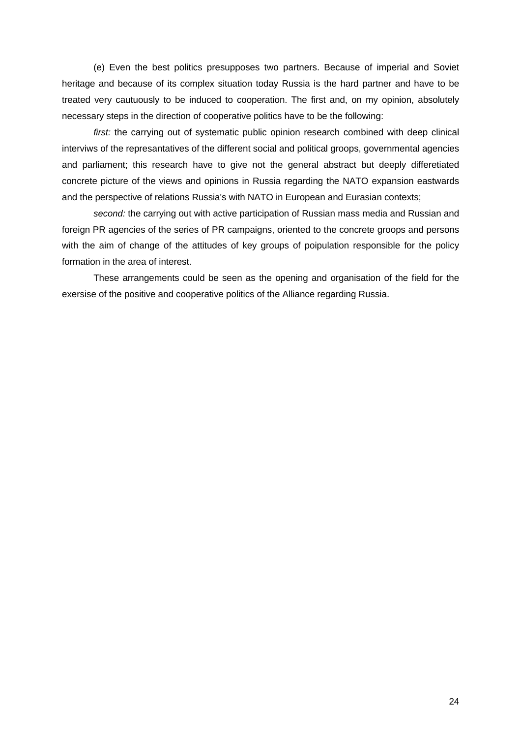(e) Even the best politics presupposes two partners. Because of imperial and Soviet heritage and because of its complex situation today Russia is the hard partner and have to be treated very cautuously to be induced to cooperation. The first and, on my opinion, absolutely necessary steps in the direction of cooperative politics have to be the following:

*first:* the carrying out of systematic public opinion research combined with deep clinical interviws of the represantatives of the different social and political groops, governmental agencies and parliament; this research have to give not the general abstract but deeply differetiated concrete picture of the views and opinions in Russia regarding the NATO expansion eastwards and the perspective of relations Russia's with NATO in European and Eurasian contexts;

*second:* the carrying out with active participation of Russian mass media and Russian and foreign PR agencies of the series of PR campaigns, oriented to the concrete groops and persons with the aim of change of the attitudes of key groups of poipulation responsible for the policy formation in the area of interest.

These arrangements could be seen as the opening and organisation of the field for the exersise of the positive and cooperative politics of the Alliance regarding Russia.